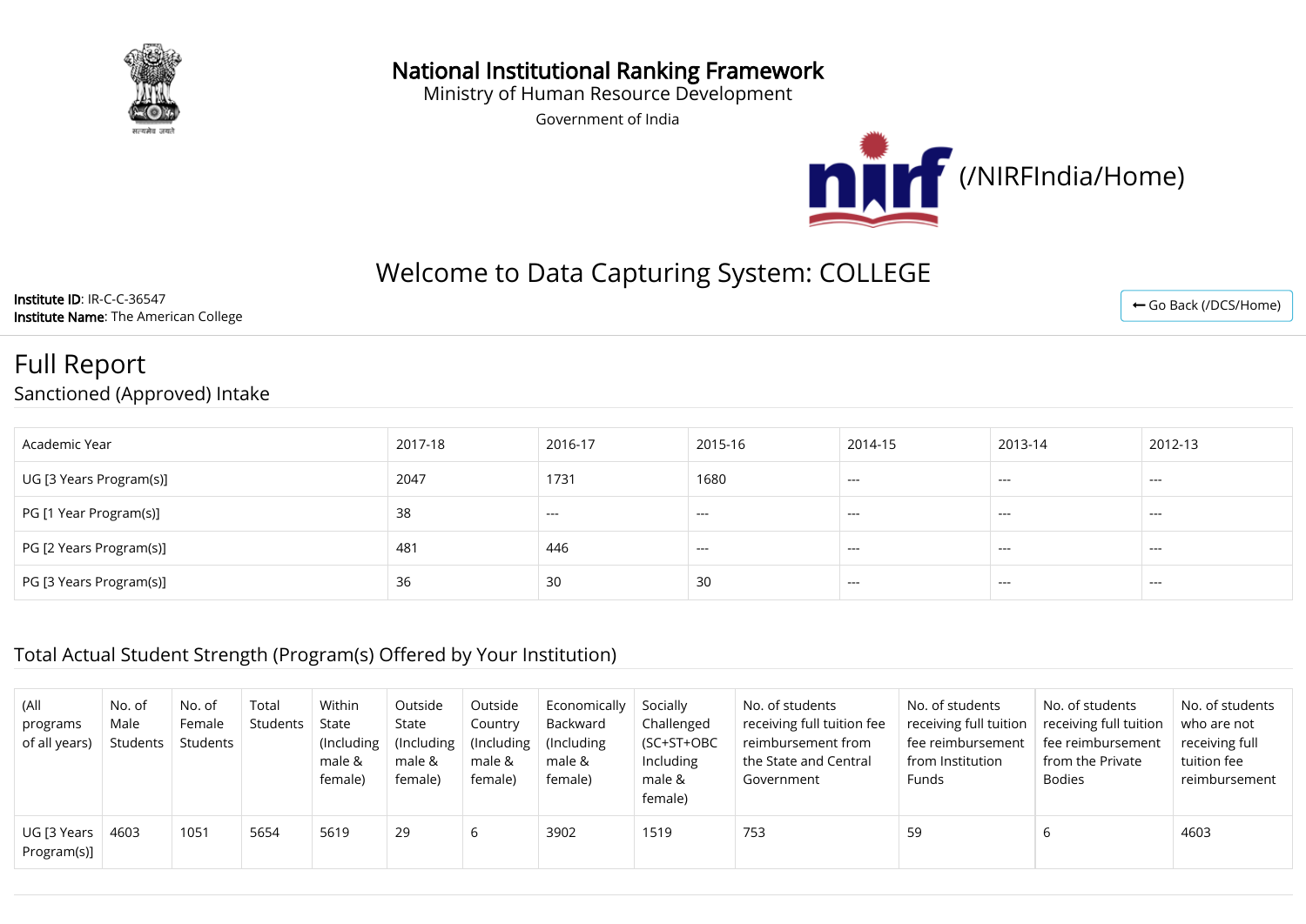National Institutional Ranking Framework
Ministry of Human Resource Development
Government of India

(/NIRFIndia/Home)

# Welcome to Data Capturing System: COLLEGE

**Institute ID**: IR-C-C-36547
**Institute Name**: The American College

Go Back (/DCS/Home)

# Full Report

## Sanctioned (Approved) Intake

| Academic Year | 2017-18 | 2016-17 | 2015-16 | 2014-15 | 2013-14 | 2012-13 |
|---|---|---|---|---|---|---|
| UG [3 Years Program(s)] | 2047 | 1731 | 1680 | --- | --- | --- |
| PG [1 Year Program(s)] | 38 | --- | --- | --- | --- | --- |
| PG [2 Years Program(s)] | 481 | 446 | --- | --- | --- | --- |
| PG [3 Years Program(s)] | 36 | 30 | 30 | --- | --- | --- |

## Total Actual Student Strength (Program(s) Offered by Your Institution)

| (All programs of all years) | No. of Male Students | No. of Female Students | Total Students | Within State (Including male & female) | Outside State (Including male & female) | Outside Country (Including male & female) | Economically Backward (Including male & female) | Socially Challenged (SC+ST+OBC Including male & female) | No. of students receiving full tuition fee reimbursement from the State and Central Government | No. of students receiving full tuition fee reimbursement from Institution Funds | No. of students receiving full tuition fee reimbursement from the Private Bodies | No. of students who are not receiving full tuition fee reimbursement |
|---|---|---|---|---|---|---|---|---|---|---|---|---|
| UG [3 Years Program(s)] | 4603 | 1051 | 5654 | 5619 | 29 | 6 | 3902 | 1519 | 753 | 59 | 6 | 4603 |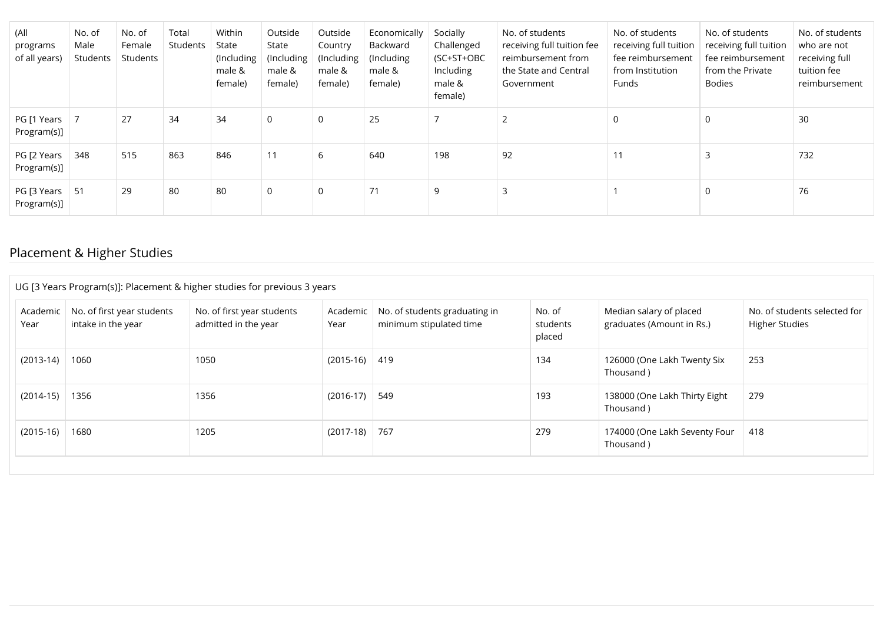| (All programs of all years) | No. of Male Students | No. of Female Students | Total Students | Within State (Including male & female) | Outside State (Including male & female) | Outside Country (Including male & female) | Economically Backward (Including male & female) | Socially Challenged (SC+ST+OBC Including male & female) | No. of students receiving full tuition fee reimbursement from the State and Central Government | No. of students receiving full tuition fee reimbursement from Institution Funds | No. of students receiving full tuition fee reimbursement from the Private Bodies | No. of students who are not receiving full tuition fee reimbursement |
|---|---|---|---|---|---|---|---|---|---|---|---|---|
| PG [1 Years Program(s)] | 7 | 27 | 34 | 34 | 0 | 0 | 25 | 7 | 2 | 0 | 0 | 30 |
| PG [2 Years Program(s)] | 348 | 515 | 863 | 846 | 11 | 6 | 640 | 198 | 92 | 11 | 3 | 732 |
| PG [3 Years Program(s)] | 51 | 29 | 80 | 80 | 0 | 0 | 71 | 9 | 3 | 1 | 0 | 76 |

## Placement & Higher Studies

UG [3 Years Program(s)]: Placement & higher studies for previous 3 years

| Academic Year | No. of first year students intake in the year | No. of first year students admitted in the year | Academic Year | No. of students graduating in minimum stipulated time | No. of students placed | Median salary of placed graduates (Amount in Rs.) | No. of students selected for Higher Studies |
|---|---|---|---|---|---|---|---|
| (2013-14) | 1060 | 1050 | (2015-16) | 419 | 134 | 126000 (One Lakh Twenty Six Thousand ) | 253 |
| (2014-15) | 1356 | 1356 | (2016-17) | 549 | 193 | 138000 (One Lakh Thirty Eight Thousand ) | 279 |
| (2015-16) | 1680 | 1205 | (2017-18) | 767 | 279 | 174000 (One Lakh Seventy Four Thousand ) | 418 |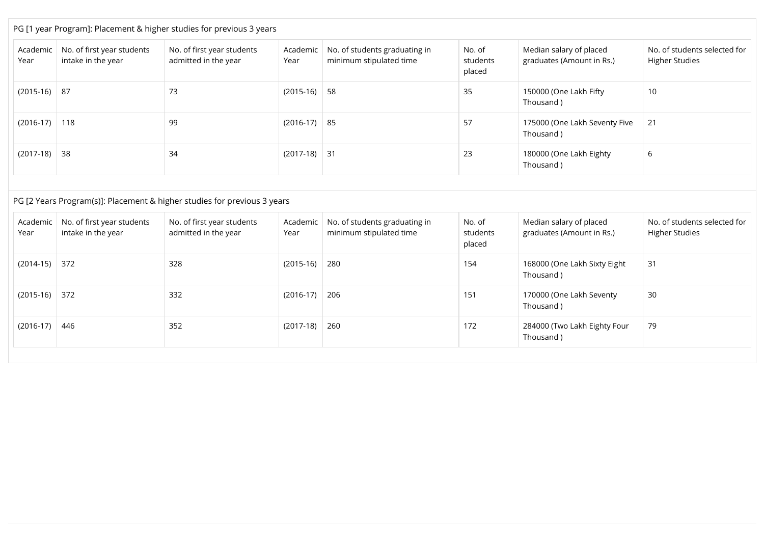PG [1 year Program]: Placement & higher studies for previous 3 years

| Academic Year | No. of first year students intake in the year | No. of first year students admitted in the year | Academic Year | No. of students graduating in minimum stipulated time | No. of students placed | Median salary of placed graduates (Amount in Rs.) | No. of students selected for Higher Studies |
|---|---|---|---|---|---|---|---|
| (2015-16) | 87 | 73 | (2015-16) | 58 | 35 | 150000 (One Lakh Fifty Thousand ) | 10 |
| (2016-17) | 118 | 99 | (2016-17) | 85 | 57 | 175000 (One Lakh Seventy Five Thousand ) | 21 |
| (2017-18) | 38 | 34 | (2017-18) | 31 | 23 | 180000 (One Lakh Eighty Thousand ) | 6 |

PG [2 Years Program(s)]: Placement & higher studies for previous 3 years

| Academic Year | No. of first year students intake in the year | No. of first year students admitted in the year | Academic Year | No. of students graduating in minimum stipulated time | No. of students placed | Median salary of placed graduates (Amount in Rs.) | No. of students selected for Higher Studies |
|---|---|---|---|---|---|---|---|
| (2014-15) | 372 | 328 | (2015-16) | 280 | 154 | 168000 (One Lakh Sixty Eight Thousand ) | 31 |
| (2015-16) | 372 | 332 | (2016-17) | 206 | 151 | 170000 (One Lakh Seventy Thousand ) | 30 |
| (2016-17) | 446 | 352 | (2017-18) | 260 | 172 | 284000 (Two Lakh Eighty Four Thousand ) | 79 |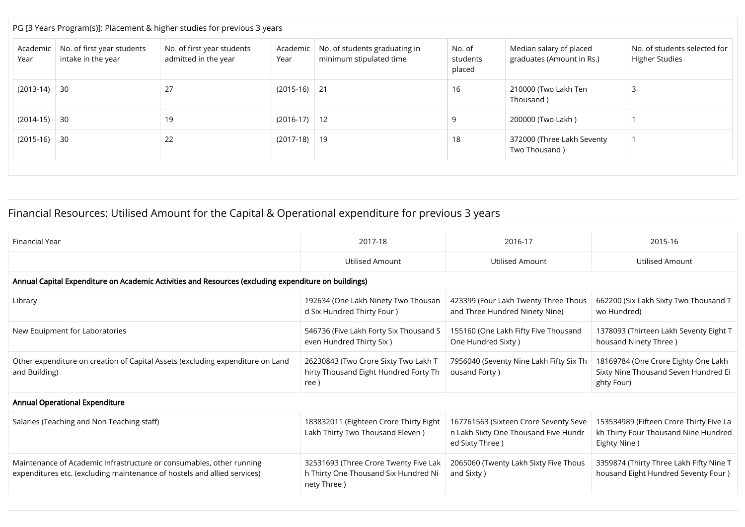PG [3 Years Program(s)]: Placement & higher studies for previous 3 years

| Academic Year | No. of first year students intake in the year | No. of first year students admitted in the year | Academic Year | No. of students graduating in minimum stipulated time | No. of students placed | Median salary of placed graduates (Amount in Rs.) | No. of students selected for Higher Studies |
|---|---|---|---|---|---|---|---|
| (2013-14) | 30 | 27 | (2015-16) | 21 | 16 | 210000 (Two Lakh Ten Thousand ) | 3 |
| (2014-15) | 30 | 19 | (2016-17) | 12 | 9 | 200000 (Two Lakh ) | 1 |
| (2015-16) | 30 | 22 | (2017-18) | 19 | 18 | 372000 (Three Lakh Seventy Two Thousand ) | 1 |

## Financial Resources: Utilised Amount for the Capital & Operational expenditure for previous 3 years

| Financial Year | 2017-18 | 2016-17 | 2015-16 |
|---|---|---|---|
| | Utilised Amount | Utilised Amount | Utilised Amount |
| **Annual Capital Expenditure on Academic Activities and Resources (excluding expenditure on buildings)** | | | |
| Library | 192634 (One Lakh Ninety Two Thousand Six Hundred Thirty Four ) | 423399 (Four Lakh Twenty Three Thousand Three Hundred Ninety Nine) | 662200 (Six Lakh Sixty Two Thousand Two Hundred) |
| New Equipment for Laboratories | 546736 (Five Lakh Forty Six Thousand Seven Hundred Thirty Six ) | 155160 (One Lakh Fifty Five Thousand One Hundred Sixty ) | 1378093 (Thirteen Lakh Seventy Eight Thousand Ninety Three ) |
| Other expenditure on creation of Capital Assets (excluding expenditure on Land and Building) | 26230843 (Two Crore Sixty Two Lakh Thirty Thousand Eight Hundred Forty Three ) | 7956040 (Seventy Nine Lakh Fifty Six Thousand Forty ) | 18169784 (One Crore Eighty One Lakh Sixty Nine Thousand Seven Hundred Eighty Four) |
| **Annual Operational Expenditure** | | | |
| Salaries (Teaching and Non Teaching staff) | 183832011 (Eighteen Crore Thirty Eight Lakh Thirty Two Thousand Eleven ) | 167761563 (Sixteen Crore Seventy Seven Lakh Sixty One Thousand Five Hundred Sixty Three ) | 153534989 (Fifteen Crore Thirty Five Lakh Thirty Four Thousand Nine Hundred Eighty Nine ) |
| Maintenance of Academic Infrastructure or consumables, other running expenditures etc. (excluding maintenance of hostels and allied services) | 32531693 (Three Crore Twenty Five Lakh Thirty One Thousand Six Hundred Ninety Three ) | 2065060 (Twenty Lakh Sixty Five Thousand and Sixty ) | 3359874 (Thirty Three Lakh Fifty Nine Thousand Eight Hundred Seventy Four ) |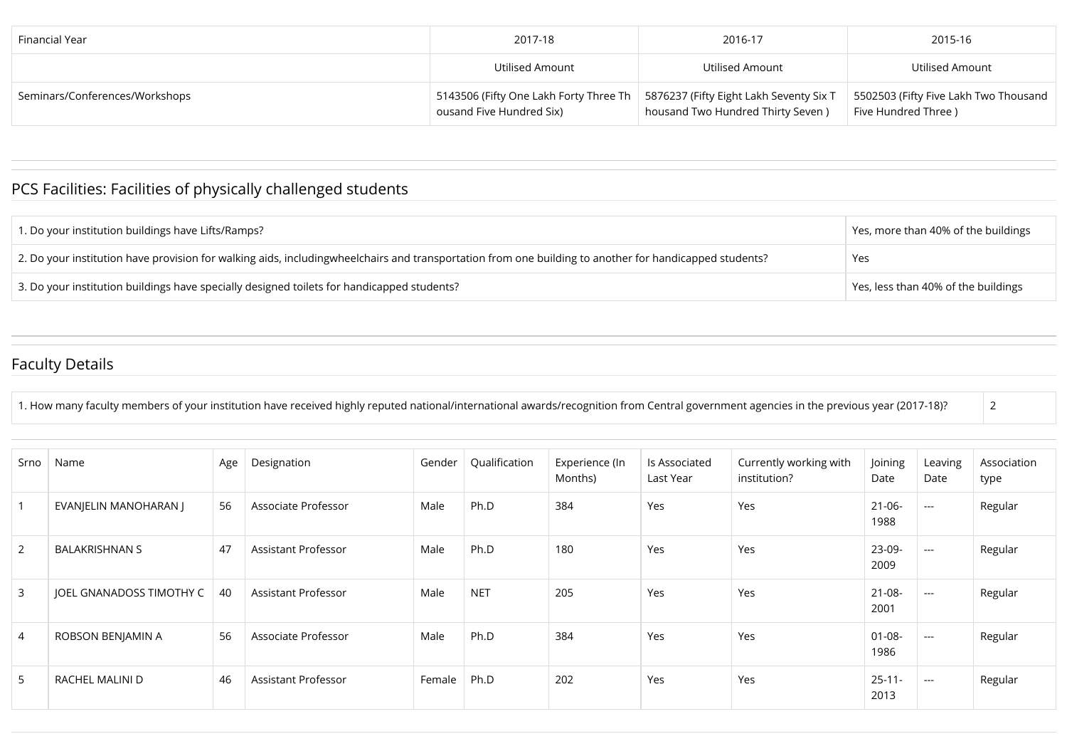| Financial Year | 2017-18 | 2016-17 | 2015-16 |
| --- | --- | --- | --- |
| | Utilised Amount | Utilised Amount | Utilised Amount |
| Seminars/Conferences/Workshops | 5143506 (Fifty One Lakh Forty Three Thousand Five Hundred Six) | 5876237 (Fifty Eight Lakh Seventy Six Thousand Two Hundred Thirty Seven ) | 5502503 (Fifty Five Lakh Two Thousand Five Hundred Three ) |

## PCS Facilities: Facilities of physically challenged students

| | |
| --- | --- |
| 1. Do your institution buildings have Lifts/Ramps? | Yes, more than 40% of the buildings |
| 2. Do your institution have provision for walking aids, includingwheelchairs and transportation from one building to another for handicapped students? | Yes |
| 3. Do your institution buildings have specially designed toilets for handicapped students? | Yes, less than 40% of the buildings |

## Faculty Details

| | |
| --- | --- |
| 1. How many faculty members of your institution have received highly reputed national/international awards/recognition from Central government agencies in the previous year (2017-18)? | 2 |

| Srno | Name | Age | Designation | Gender | Qualification | Experience (In Months) | Is Associated Last Year | Currently working with institution? | Joining Date | Leaving Date | Association type |
| --- | --- | --- | --- | --- | --- | --- | --- | --- | --- | --- | --- |
| 1 | EVANJELIN MANOHARAN J | 56 | Associate Professor | Male | Ph.D | 384 | Yes | Yes | 21-06-1988 | --- | Regular |
| 2 | BALAKRISHNAN S | 47 | Assistant Professor | Male | Ph.D | 180 | Yes | Yes | 23-09-2009 | --- | Regular |
| 3 | JOEL GNANADOSS TIMOTHY C | 40 | Assistant Professor | Male | NET | 205 | Yes | Yes | 21-08-2001 | --- | Regular |
| 4 | ROBSON BENJAMIN A | 56 | Associate Professor | Male | Ph.D | 384 | Yes | Yes | 01-08-1986 | --- | Regular |
| 5 | RACHEL MALINI D | 46 | Assistant Professor | Female | Ph.D | 202 | Yes | Yes | 25-11-2013 | --- | Regular |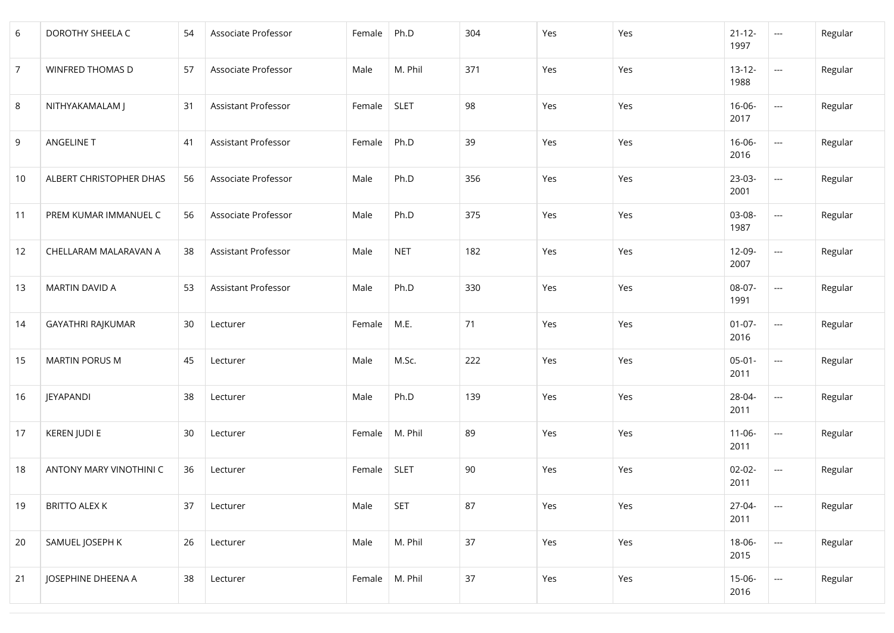| | | | | | | | | | | | |
|---|---|---|---|---|---|---|---|---|---|---|---|
| 6 | DOROTHY SHEELA C | 54 | Associate Professor | Female | Ph.D | 304 | Yes | Yes | 21-12-1997 | --- | Regular |
| 7 | WINFRED THOMAS D | 57 | Associate Professor | Male | M. Phil | 371 | Yes | Yes | 13-12-1988 | --- | Regular |
| 8 | NITHYAKAMALAM J | 31 | Assistant Professor | Female | SLET | 98 | Yes | Yes | 16-06-2017 | --- | Regular |
| 9 | ANGELINE T | 41 | Assistant Professor | Female | Ph.D | 39 | Yes | Yes | 16-06-2016 | --- | Regular |
| 10 | ALBERT CHRISTOPHER DHAS | 56 | Associate Professor | Male | Ph.D | 356 | Yes | Yes | 23-03-2001 | --- | Regular |
| 11 | PREM KUMAR IMMANUEL C | 56 | Associate Professor | Male | Ph.D | 375 | Yes | Yes | 03-08-1987 | --- | Regular |
| 12 | CHELLARAM MALARAVAN A | 38 | Assistant Professor | Male | NET | 182 | Yes | Yes | 12-09-2007 | --- | Regular |
| 13 | MARTIN DAVID A | 53 | Assistant Professor | Male | Ph.D | 330 | Yes | Yes | 08-07-1991 | --- | Regular |
| 14 | GAYATHRI RAJKUMAR | 30 | Lecturer | Female | M.E. | 71 | Yes | Yes | 01-07-2016 | --- | Regular |
| 15 | MARTIN PORUS M | 45 | Lecturer | Male | M.Sc. | 222 | Yes | Yes | 05-01-2011 | --- | Regular |
| 16 | JEYAPANDI | 38 | Lecturer | Male | Ph.D | 139 | Yes | Yes | 28-04-2011 | --- | Regular |
| 17 | KEREN JUDI E | 30 | Lecturer | Female | M. Phil | 89 | Yes | Yes | 11-06-2011 | --- | Regular |
| 18 | ANTONY MARY VINOTHINI C | 36 | Lecturer | Female | SLET | 90 | Yes | Yes | 02-02-2011 | --- | Regular |
| 19 | BRITTO ALEX K | 37 | Lecturer | Male | SET | 87 | Yes | Yes | 27-04-2011 | --- | Regular |
| 20 | SAMUEL JOSEPH K | 26 | Lecturer | Male | M. Phil | 37 | Yes | Yes | 18-06-2015 | --- | Regular |
| 21 | JOSEPHINE DHEENA A | 38 | Lecturer | Female | M. Phil | 37 | Yes | Yes | 15-06-2016 | --- | Regular |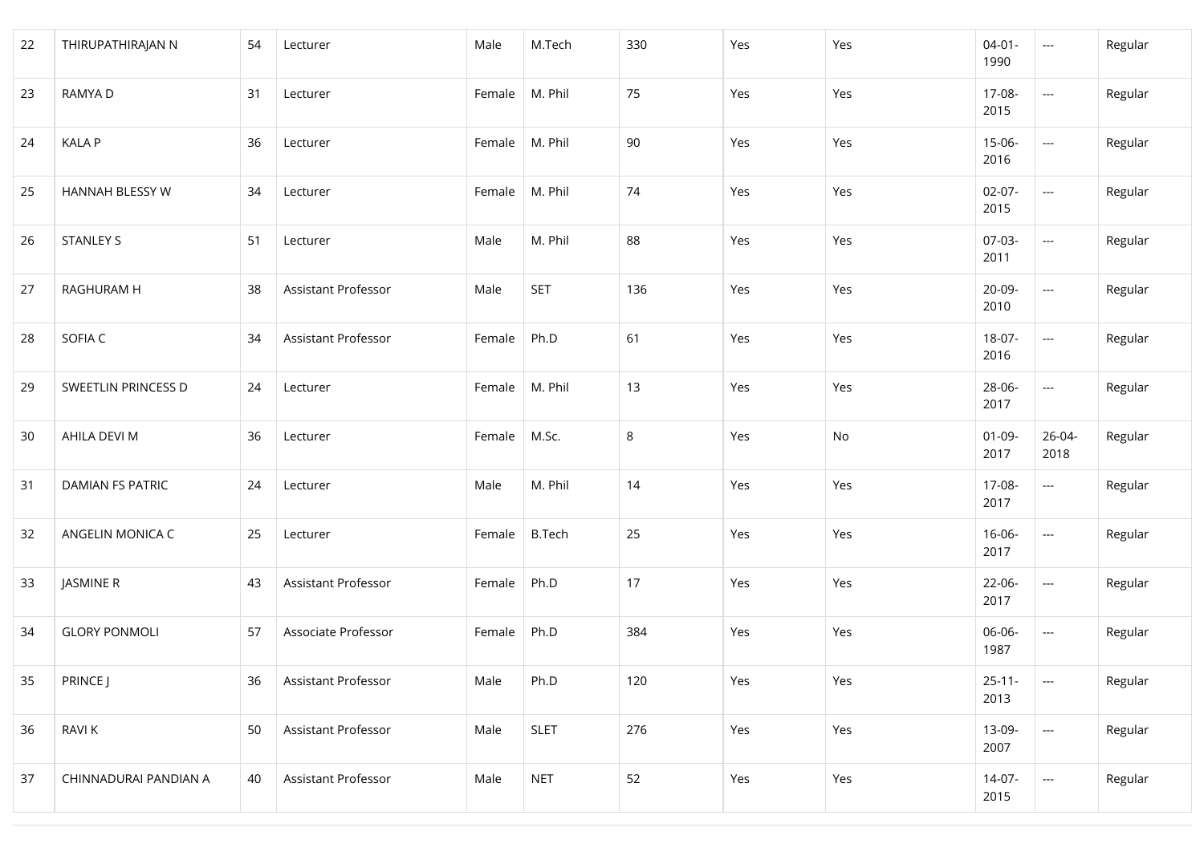| | | | | | | | | | | | |
|---|---|---|---|---|---|---|---|---|---|---|---|
| 22 | THIRUPATHIRAJAN N | 54 | Lecturer | Male | M.Tech | 330 | Yes | Yes | 04-01-1990 | --- | Regular |
| 23 | RAMYA D | 31 | Lecturer | Female | M. Phil | 75 | Yes | Yes | 17-08-2015 | --- | Regular |
| 24 | KALA P | 36 | Lecturer | Female | M. Phil | 90 | Yes | Yes | 15-06-2016 | --- | Regular |
| 25 | HANNAH BLESSY W | 34 | Lecturer | Female | M. Phil | 74 | Yes | Yes | 02-07-2015 | --- | Regular |
| 26 | STANLEY S | 51 | Lecturer | Male | M. Phil | 88 | Yes | Yes | 07-03-2011 | --- | Regular |
| 27 | RAGHURAM H | 38 | Assistant Professor | Male | SET | 136 | Yes | Yes | 20-09-2010 | --- | Regular |
| 28 | SOFIA C | 34 | Assistant Professor | Female | Ph.D | 61 | Yes | Yes | 18-07-2016 | --- | Regular |
| 29 | SWEETLIN PRINCESS D | 24 | Lecturer | Female | M. Phil | 13 | Yes | Yes | 28-06-2017 | --- | Regular |
| 30 | AHILA DEVI M | 36 | Lecturer | Female | M.Sc. | 8 | Yes | No | 01-09-2017 | 26-04-2018 | Regular |
| 31 | DAMIAN FS PATRIC | 24 | Lecturer | Male | M. Phil | 14 | Yes | Yes | 17-08-2017 | --- | Regular |
| 32 | ANGELIN MONICA C | 25 | Lecturer | Female | B.Tech | 25 | Yes | Yes | 16-06-2017 | --- | Regular |
| 33 | JASMINE R | 43 | Assistant Professor | Female | Ph.D | 17 | Yes | Yes | 22-06-2017 | --- | Regular |
| 34 | GLORY PONMOLI | 57 | Associate Professor | Female | Ph.D | 384 | Yes | Yes | 06-06-1987 | --- | Regular |
| 35 | PRINCE J | 36 | Assistant Professor | Male | Ph.D | 120 | Yes | Yes | 25-11-2013 | --- | Regular |
| 36 | RAVI K | 50 | Assistant Professor | Male | SLET | 276 | Yes | Yes | 13-09-2007 | --- | Regular |
| 37 | CHINNADURAI PANDIAN A | 40 | Assistant Professor | Male | NET | 52 | Yes | Yes | 14-07-2015 | --- | Regular |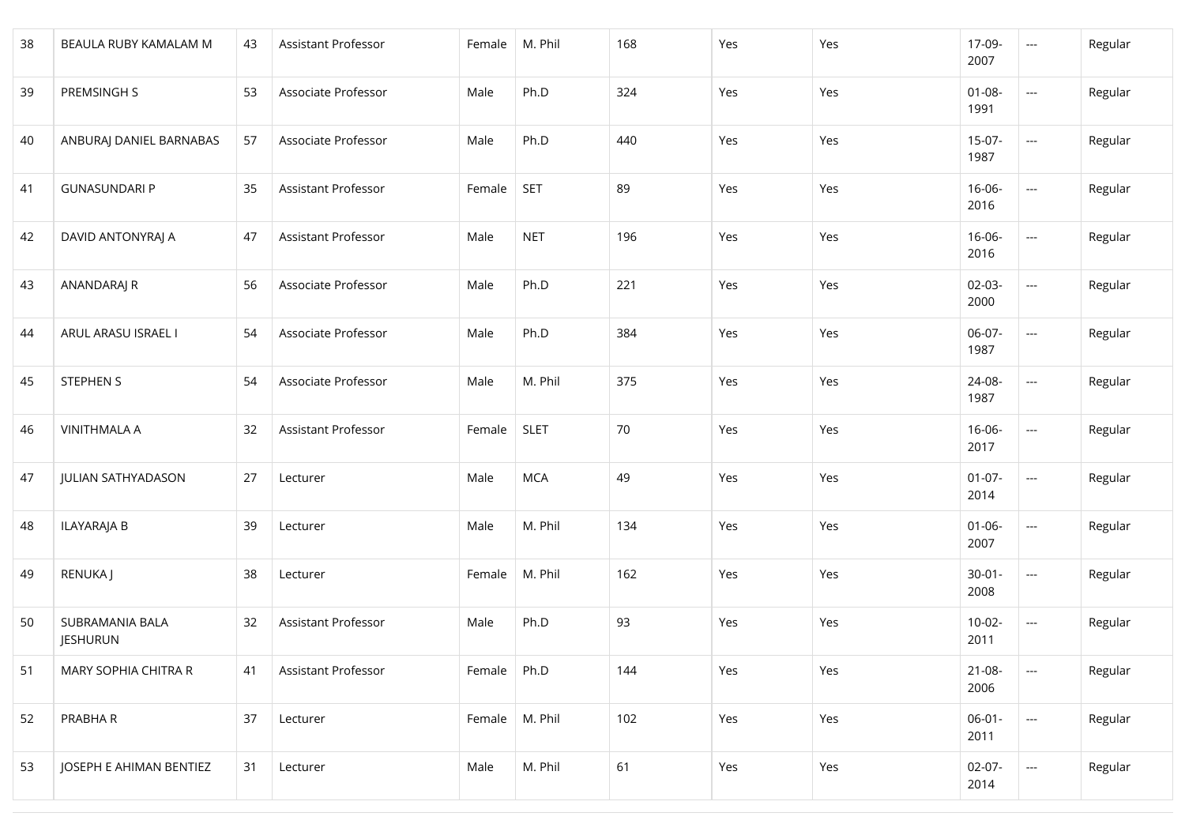| 38 | BEAULA RUBY KAMALAM M | 43 | Assistant Professor | Female | M. Phil | 168 | Yes | Yes | 17-09-2007 | --- | Regular |
|---|---|---|---|---|---|---|---|---|---|---|---|
| 39 | PREMSINGH S | 53 | Associate Professor | Male | Ph.D | 324 | Yes | Yes | 01-08-1991 | --- | Regular |
| 40 | ANBURAJ DANIEL BARNABAS | 57 | Associate Professor | Male | Ph.D | 440 | Yes | Yes | 15-07-1987 | --- | Regular |
| 41 | GUNASUNDARI P | 35 | Assistant Professor | Female | SET | 89 | Yes | Yes | 16-06-2016 | --- | Regular |
| 42 | DAVID ANTONYRAJ A | 47 | Assistant Professor | Male | NET | 196 | Yes | Yes | 16-06-2016 | --- | Regular |
| 43 | ANANDARAJ R | 56 | Associate Professor | Male | Ph.D | 221 | Yes | Yes | 02-03-2000 | --- | Regular |
| 44 | ARUL ARASU ISRAEL I | 54 | Associate Professor | Male | Ph.D | 384 | Yes | Yes | 06-07-1987 | --- | Regular |
| 45 | STEPHEN S | 54 | Associate Professor | Male | M. Phil | 375 | Yes | Yes | 24-08-1987 | --- | Regular |
| 46 | VINITHMALA A | 32 | Assistant Professor | Female | SLET | 70 | Yes | Yes | 16-06-2017 | --- | Regular |
| 47 | JULIAN SATHYADASON | 27 | Lecturer | Male | MCA | 49 | Yes | Yes | 01-07-2014 | --- | Regular |
| 48 | ILAYARAJA B | 39 | Lecturer | Male | M. Phil | 134 | Yes | Yes | 01-06-2007 | --- | Regular |
| 49 | RENUKA J | 38 | Lecturer | Female | M. Phil | 162 | Yes | Yes | 30-01-2008 | --- | Regular |
| 50 | SUBRAMANIA BALA JESHURUN | 32 | Assistant Professor | Male | Ph.D | 93 | Yes | Yes | 10-02-2011 | --- | Regular |
| 51 | MARY SOPHIA CHITRA R | 41 | Assistant Professor | Female | Ph.D | 144 | Yes | Yes | 21-08-2006 | --- | Regular |
| 52 | PRABHA R | 37 | Lecturer | Female | M. Phil | 102 | Yes | Yes | 06-01-2011 | --- | Regular |
| 53 | JOSEPH E AHIMAN BENTIEZ | 31 | Lecturer | Male | M. Phil | 61 | Yes | Yes | 02-07-2014 | --- | Regular |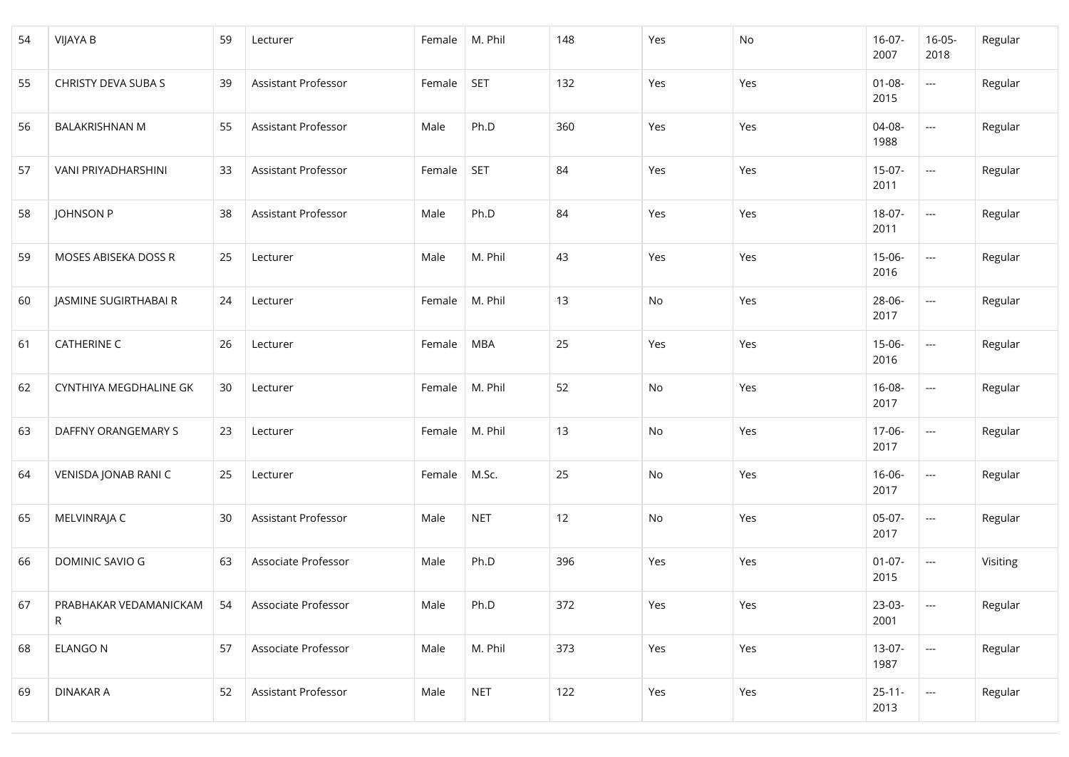| 54 | VIJAYA B | 59 | Lecturer | Female | M. Phil | 148 | Yes | No | 16-07-2007 | 16-05-2018 | Regular |
|---|---|---|---|---|---|---|---|---|---|---|---|
| 55 | CHRISTY DEVA SUBA S | 39 | Assistant Professor | Female | SET | 132 | Yes | Yes | 01-08-2015 | --- | Regular |
| 56 | BALAKRISHNAN M | 55 | Assistant Professor | Male | Ph.D | 360 | Yes | Yes | 04-08-1988 | --- | Regular |
| 57 | VANI PRIYADHARSHINI | 33 | Assistant Professor | Female | SET | 84 | Yes | Yes | 15-07-2011 | --- | Regular |
| 58 | JOHNSON P | 38 | Assistant Professor | Male | Ph.D | 84 | Yes | Yes | 18-07-2011 | --- | Regular |
| 59 | MOSES ABISEKA DOSS R | 25 | Lecturer | Male | M. Phil | 43 | Yes | Yes | 15-06-2016 | --- | Regular |
| 60 | JASMINE SUGIRTHABAI R | 24 | Lecturer | Female | M. Phil | 13 | No | Yes | 28-06-2017 | --- | Regular |
| 61 | CATHERINE C | 26 | Lecturer | Female | MBA | 25 | Yes | Yes | 15-06-2016 | --- | Regular |
| 62 | CYNTHIYA MEGDHALINE GK | 30 | Lecturer | Female | M. Phil | 52 | No | Yes | 16-08-2017 | --- | Regular |
| 63 | DAFFNY ORANGEMARY S | 23 | Lecturer | Female | M. Phil | 13 | No | Yes | 17-06-2017 | --- | Regular |
| 64 | VENISDA JONAB RANI C | 25 | Lecturer | Female | M.Sc. | 25 | No | Yes | 16-06-2017 | --- | Regular |
| 65 | MELVINRAJA C | 30 | Assistant Professor | Male | NET | 12 | No | Yes | 05-07-2017 | --- | Regular |
| 66 | DOMINIC SAVIO G | 63 | Associate Professor | Male | Ph.D | 396 | Yes | Yes | 01-07-2015 | --- | Visiting |
| 67 | PRABHAKAR VEDAMANICKAM R | 54 | Associate Professor | Male | Ph.D | 372 | Yes | Yes | 23-03-2001 | --- | Regular |
| 68 | ELANGO N | 57 | Associate Professor | Male | M. Phil | 373 | Yes | Yes | 13-07-1987 | --- | Regular |
| 69 | DINAKAR A | 52 | Assistant Professor | Male | NET | 122 | Yes | Yes | 25-11-2013 | --- | Regular |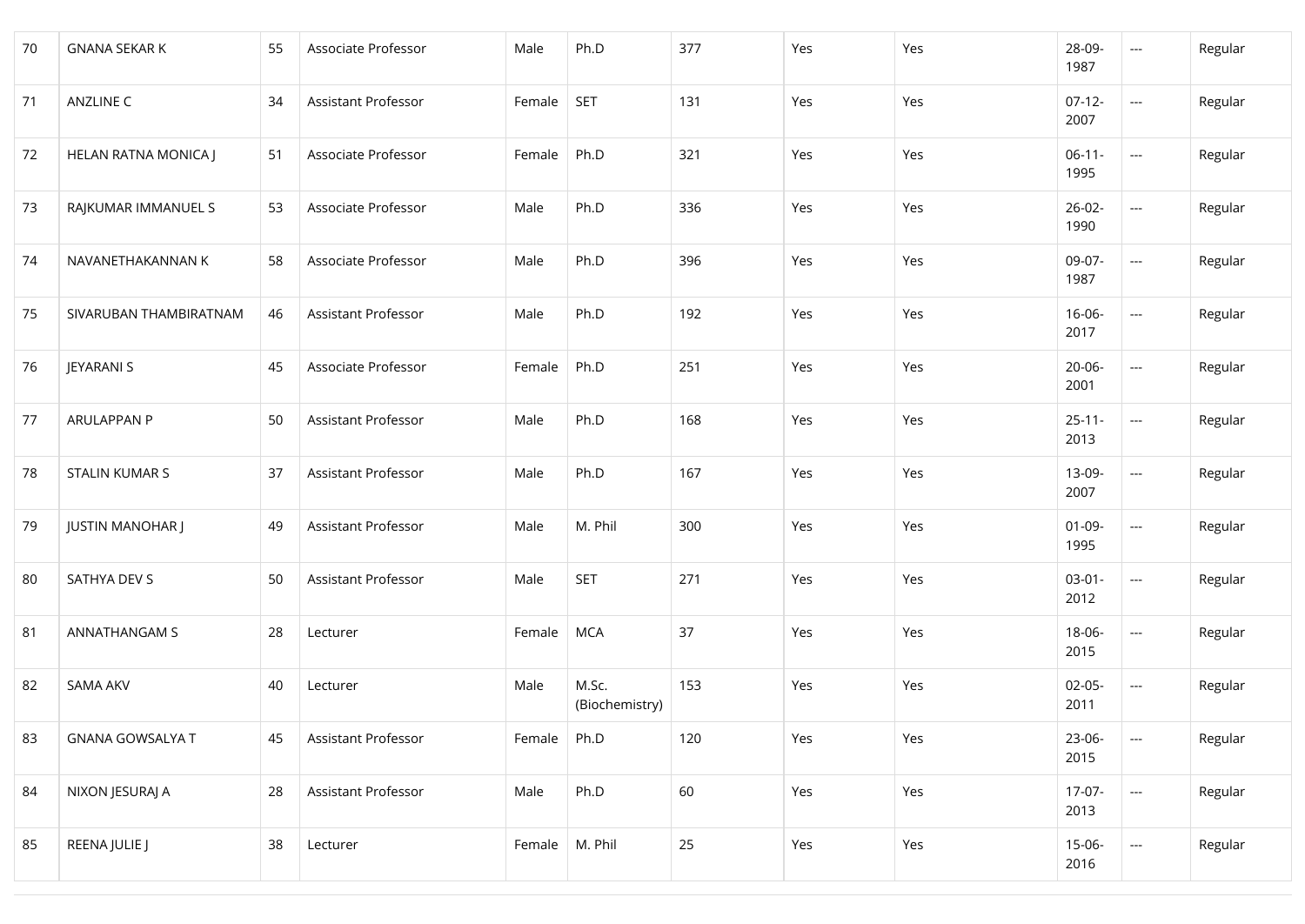| 70 | GNANA SEKAR K | 55 | Associate Professor | Male | Ph.D | 377 | Yes | Yes | 28-09-1987 | --- | Regular |
|---|---|---|---|---|---|---|---|---|---|---|---|
| 71 | ANZLINE C | 34 | Assistant Professor | Female | SET | 131 | Yes | Yes | 07-12-2007 | --- | Regular |
| 72 | HELAN RATNA MONICA J | 51 | Associate Professor | Female | Ph.D | 321 | Yes | Yes | 06-11-1995 | --- | Regular |
| 73 | RAJKUMAR IMMANUEL S | 53 | Associate Professor | Male | Ph.D | 336 | Yes | Yes | 26-02-1990 | --- | Regular |
| 74 | NAVANETHAKANNAN K | 58 | Associate Professor | Male | Ph.D | 396 | Yes | Yes | 09-07-1987 | --- | Regular |
| 75 | SIVARUBAN THAMBIRATNAM | 46 | Assistant Professor | Male | Ph.D | 192 | Yes | Yes | 16-06-2017 | --- | Regular |
| 76 | JEYARANI S | 45 | Associate Professor | Female | Ph.D | 251 | Yes | Yes | 20-06-2001 | --- | Regular |
| 77 | ARULAPPAN P | 50 | Assistant Professor | Male | Ph.D | 168 | Yes | Yes | 25-11-2013 | --- | Regular |
| 78 | STALIN KUMAR S | 37 | Assistant Professor | Male | Ph.D | 167 | Yes | Yes | 13-09-2007 | --- | Regular |
| 79 | JUSTIN MANOHAR J | 49 | Assistant Professor | Male | M. Phil | 300 | Yes | Yes | 01-09-1995 | --- | Regular |
| 80 | SATHYA DEV S | 50 | Assistant Professor | Male | SET | 271 | Yes | Yes | 03-01-2012 | --- | Regular |
| 81 | ANNATHANGAM S | 28 | Lecturer | Female | MCA | 37 | Yes | Yes | 18-06-2015 | --- | Regular |
| 82 | SAMA AKV | 40 | Lecturer | Male | M.Sc. (Biochemistry) | 153 | Yes | Yes | 02-05-2011 | --- | Regular |
| 83 | GNANA GOWSALYA T | 45 | Assistant Professor | Female | Ph.D | 120 | Yes | Yes | 23-06-2015 | --- | Regular |
| 84 | NIXON JESURAJ A | 28 | Assistant Professor | Male | Ph.D | 60 | Yes | Yes | 17-07-2013 | --- | Regular |
| 85 | REENA JULIE J | 38 | Lecturer | Female | M. Phil | 25 | Yes | Yes | 15-06-2016 | --- | Regular |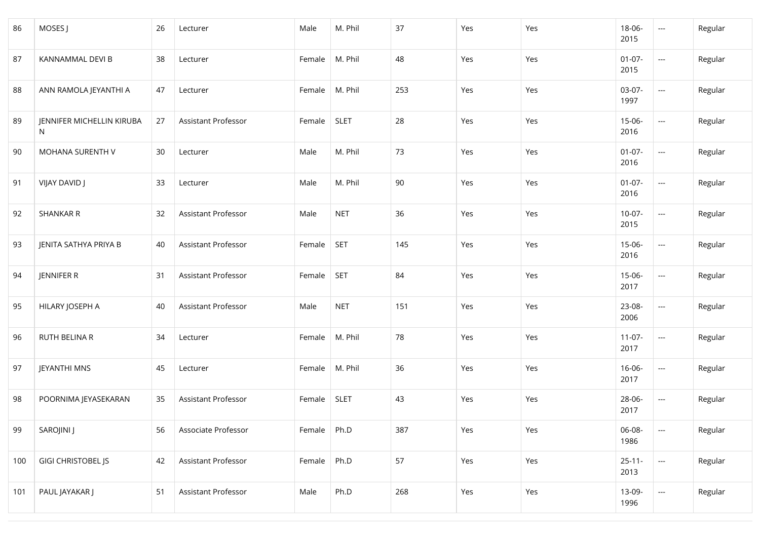| | | | | | | | | | | | |
|---|---|---|---|---|---|---|---|---|---|---|---|
| 86 | MOSES J | 26 | Lecturer | Male | M. Phil | 37 | Yes | Yes | 18-06-2015 | --- | Regular |
| 87 | KANNAMMAL DEVI B | 38 | Lecturer | Female | M. Phil | 48 | Yes | Yes | 01-07-2015 | --- | Regular |
| 88 | ANN RAMOLA JEYANTHI A | 47 | Lecturer | Female | M. Phil | 253 | Yes | Yes | 03-07-1997 | --- | Regular |
| 89 | JENNIFER MICHELLIN KIRUBA N | 27 | Assistant Professor | Female | SLET | 28 | Yes | Yes | 15-06-2016 | --- | Regular |
| 90 | MOHANA SURENTH V | 30 | Lecturer | Male | M. Phil | 73 | Yes | Yes | 01-07-2016 | --- | Regular |
| 91 | VIJAY DAVID J | 33 | Lecturer | Male | M. Phil | 90 | Yes | Yes | 01-07-2016 | --- | Regular |
| 92 | SHANKAR R | 32 | Assistant Professor | Male | NET | 36 | Yes | Yes | 10-07-2015 | --- | Regular |
| 93 | JENITA SATHYA PRIYA B | 40 | Assistant Professor | Female | SET | 145 | Yes | Yes | 15-06-2016 | --- | Regular |
| 94 | JENNIFER R | 31 | Assistant Professor | Female | SET | 84 | Yes | Yes | 15-06-2017 | --- | Regular |
| 95 | HILARY JOSEPH A | 40 | Assistant Professor | Male | NET | 151 | Yes | Yes | 23-08-2006 | --- | Regular |
| 96 | RUTH BELINA R | 34 | Lecturer | Female | M. Phil | 78 | Yes | Yes | 11-07-2017 | --- | Regular |
| 97 | JEYANTHI MNS | 45 | Lecturer | Female | M. Phil | 36 | Yes | Yes | 16-06-2017 | --- | Regular |
| 98 | POORNIMA JEYASEKARAN | 35 | Assistant Professor | Female | SLET | 43 | Yes | Yes | 28-06-2017 | --- | Regular |
| 99 | SAROJINI J | 56 | Associate Professor | Female | Ph.D | 387 | Yes | Yes | 06-08-1986 | --- | Regular |
| 100 | GIGI CHRISTOBEL JS | 42 | Assistant Professor | Female | Ph.D | 57 | Yes | Yes | 25-11-2013 | --- | Regular |
| 101 | PAUL JAYAKAR J | 51 | Assistant Professor | Male | Ph.D | 268 | Yes | Yes | 13-09-1996 | --- | Regular |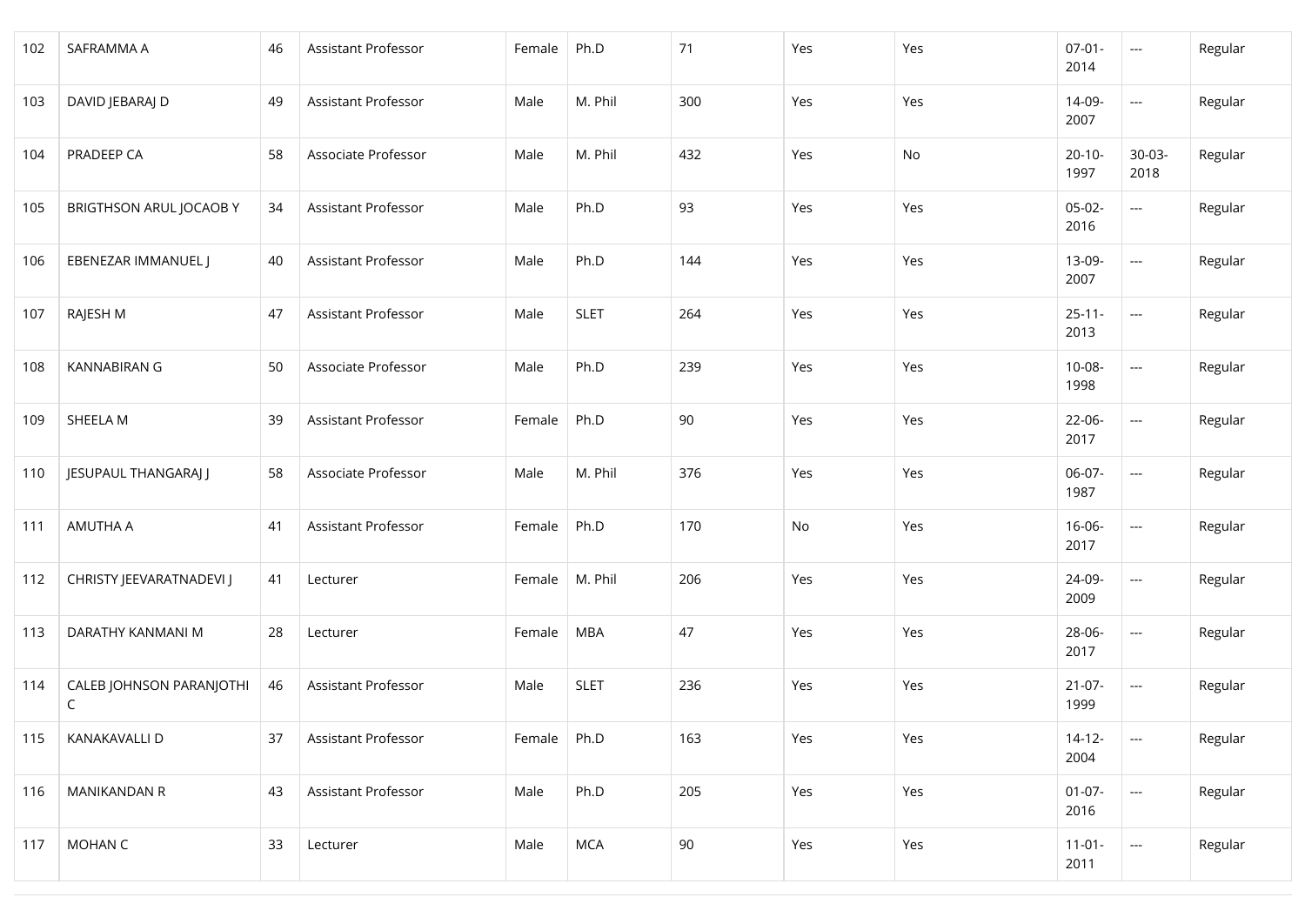| | | | | | | | | | | | |
|---|---|---|---|---|---|---|---|---|---|---|---|
| 102 | SAFRAMMA A | 46 | Assistant Professor | Female | Ph.D | 71 | Yes | Yes | 07-01-2014 | --- | Regular |
| 103 | DAVID JEBARAJ D | 49 | Assistant Professor | Male | M. Phil | 300 | Yes | Yes | 14-09-2007 | --- | Regular |
| 104 | PRADEEP CA | 58 | Associate Professor | Male | M. Phil | 432 | Yes | No | 20-10-1997 | 30-03-2018 | Regular |
| 105 | BRIGTHSON ARUL JOCAOB Y | 34 | Assistant Professor | Male | Ph.D | 93 | Yes | Yes | 05-02-2016 | --- | Regular |
| 106 | EBENEZAR IMMANUEL J | 40 | Assistant Professor | Male | Ph.D | 144 | Yes | Yes | 13-09-2007 | --- | Regular |
| 107 | RAJESH M | 47 | Assistant Professor | Male | SLET | 264 | Yes | Yes | 25-11-2013 | --- | Regular |
| 108 | KANNABIRAN G | 50 | Associate Professor | Male | Ph.D | 239 | Yes | Yes | 10-08-1998 | --- | Regular |
| 109 | SHEELA M | 39 | Assistant Professor | Female | Ph.D | 90 | Yes | Yes | 22-06-2017 | --- | Regular |
| 110 | JESUPAUL THANGARAJ J | 58 | Associate Professor | Male | M. Phil | 376 | Yes | Yes | 06-07-1987 | --- | Regular |
| 111 | AMUTHA A | 41 | Assistant Professor | Female | Ph.D | 170 | No | Yes | 16-06-2017 | --- | Regular |
| 112 | CHRISTY JEEVARATNADEVI J | 41 | Lecturer | Female | M. Phil | 206 | Yes | Yes | 24-09-2009 | --- | Regular |
| 113 | DARATHY KANMANI M | 28 | Lecturer | Female | MBA | 47 | Yes | Yes | 28-06-2017 | --- | Regular |
| 114 | CALEB JOHNSON PARANJOTHI C | 46 | Assistant Professor | Male | SLET | 236 | Yes | Yes | 21-07-1999 | --- | Regular |
| 115 | KANAKAVALLI D | 37 | Assistant Professor | Female | Ph.D | 163 | Yes | Yes | 14-12-2004 | --- | Regular |
| 116 | MANIKANDAN R | 43 | Assistant Professor | Male | Ph.D | 205 | Yes | Yes | 01-07-2016 | --- | Regular |
| 117 | MOHAN C | 33 | Lecturer | Male | MCA | 90 | Yes | Yes | 11-01-2011 | --- | Regular |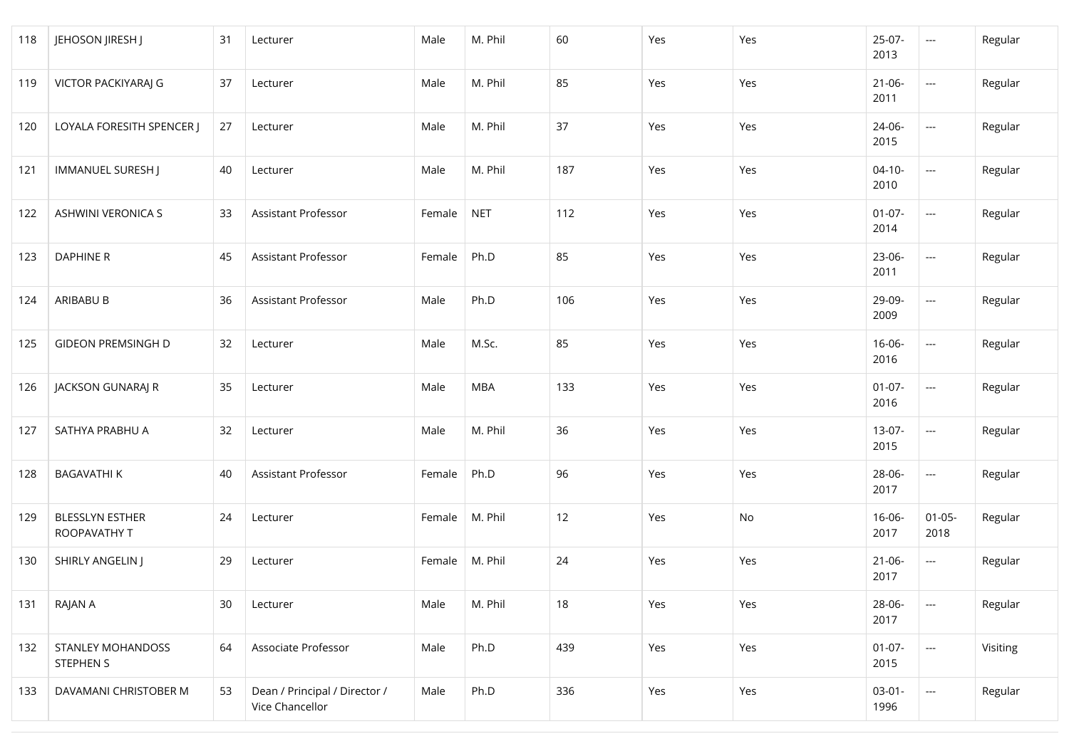| 118 | JEHOSON JIRESH J | 31 | Lecturer | Male | M. Phil | 60 | Yes | Yes | 25-07-2013 | --- | Regular |
|---|---|---|---|---|---|---|---|---|---|---|---|
| 119 | VICTOR PACKIYARAJ G | 37 | Lecturer | Male | M. Phil | 85 | Yes | Yes | 21-06-2011 | --- | Regular |
| 120 | LOYALA FORESITH SPENCER J | 27 | Lecturer | Male | M. Phil | 37 | Yes | Yes | 24-06-2015 | --- | Regular |
| 121 | IMMANUEL SURESH J | 40 | Lecturer | Male | M. Phil | 187 | Yes | Yes | 04-10-2010 | --- | Regular |
| 122 | ASHWINI VERONICA S | 33 | Assistant Professor | Female | NET | 112 | Yes | Yes | 01-07-2014 | --- | Regular |
| 123 | DAPHINE R | 45 | Assistant Professor | Female | Ph.D | 85 | Yes | Yes | 23-06-2011 | --- | Regular |
| 124 | ARIBABU B | 36 | Assistant Professor | Male | Ph.D | 106 | Yes | Yes | 29-09-2009 | --- | Regular |
| 125 | GIDEON PREMSINGH D | 32 | Lecturer | Male | M.Sc. | 85 | Yes | Yes | 16-06-2016 | --- | Regular |
| 126 | JACKSON GUNARAJ R | 35 | Lecturer | Male | MBA | 133 | Yes | Yes | 01-07-2016 | --- | Regular |
| 127 | SATHYA PRABHU A | 32 | Lecturer | Male | M. Phil | 36 | Yes | Yes | 13-07-2015 | --- | Regular |
| 128 | BAGAVATHI K | 40 | Assistant Professor | Female | Ph.D | 96 | Yes | Yes | 28-06-2017 | --- | Regular |
| 129 | BLESSLYN ESTHER ROOPAVATHY T | 24 | Lecturer | Female | M. Phil | 12 | Yes | No | 16-06-2017 | 01-05-2018 | Regular |
| 130 | SHIRLY ANGELIN J | 29 | Lecturer | Female | M. Phil | 24 | Yes | Yes | 21-06-2017 | --- | Regular |
| 131 | RAJAN A | 30 | Lecturer | Male | M. Phil | 18 | Yes | Yes | 28-06-2017 | --- | Regular |
| 132 | STANLEY MOHANDOSS STEPHEN S | 64 | Associate Professor | Male | Ph.D | 439 | Yes | Yes | 01-07-2015 | --- | Visiting |
| 133 | DAVAMANI CHRISTOBER M | 53 | Dean / Principal / Director / Vice Chancellor | Male | Ph.D | 336 | Yes | Yes | 03-01-1996 | --- | Regular |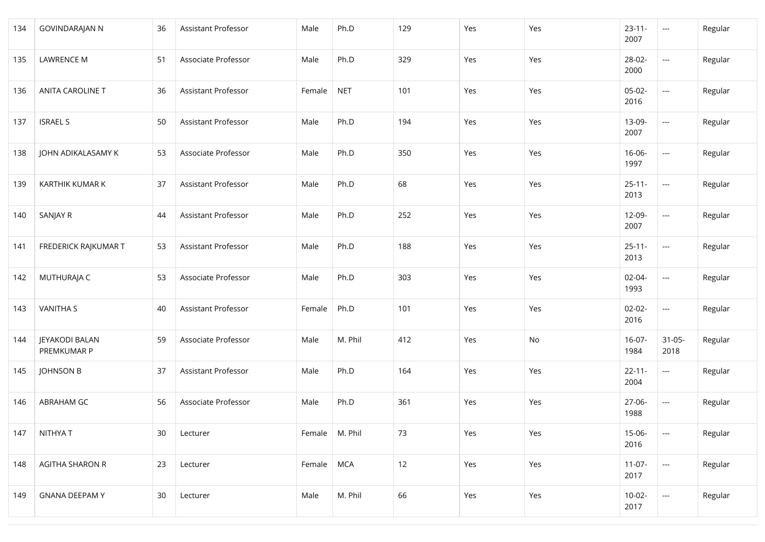| 134 | GOVINDARAJAN N | 36 | Assistant Professor | Male | Ph.D | 129 | Yes | Yes | 23-11-2007 | --- | Regular |
|---|---|---|---|---|---|---|---|---|---|---|---|
| 135 | LAWRENCE M | 51 | Associate Professor | Male | Ph.D | 329 | Yes | Yes | 28-02-2000 | --- | Regular |
| 136 | ANITA CAROLINE T | 36 | Assistant Professor | Female | NET | 101 | Yes | Yes | 05-02-2016 | --- | Regular |
| 137 | ISRAEL S | 50 | Assistant Professor | Male | Ph.D | 194 | Yes | Yes | 13-09-2007 | --- | Regular |
| 138 | JOHN ADIKALASAMY K | 53 | Associate Professor | Male | Ph.D | 350 | Yes | Yes | 16-06-1997 | --- | Regular |
| 139 | KARTHIK KUMAR K | 37 | Assistant Professor | Male | Ph.D | 68 | Yes | Yes | 25-11-2013 | --- | Regular |
| 140 | SANJAY R | 44 | Assistant Professor | Male | Ph.D | 252 | Yes | Yes | 12-09-2007 | --- | Regular |
| 141 | FREDERICK RAJKUMAR T | 53 | Assistant Professor | Male | Ph.D | 188 | Yes | Yes | 25-11-2013 | --- | Regular |
| 142 | MUTHURAJA C | 53 | Associate Professor | Male | Ph.D | 303 | Yes | Yes | 02-04-1993 | --- | Regular |
| 143 | VANITHA S | 40 | Assistant Professor | Female | Ph.D | 101 | Yes | Yes | 02-02-2016 | --- | Regular |
| 144 | JEYAKODI BALAN PREMKUMAR P | 59 | Associate Professor | Male | M. Phil | 412 | Yes | No | 16-07-1984 | 31-05-2018 | Regular |
| 145 | JOHNSON B | 37 | Assistant Professor | Male | Ph.D | 164 | Yes | Yes | 22-11-2004 | --- | Regular |
| 146 | ABRAHAM GC | 56 | Associate Professor | Male | Ph.D | 361 | Yes | Yes | 27-06-1988 | --- | Regular |
| 147 | NITHYA T | 30 | Lecturer | Female | M. Phil | 73 | Yes | Yes | 15-06-2016 | --- | Regular |
| 148 | AGITHA SHARON R | 23 | Lecturer | Female | MCA | 12 | Yes | Yes | 11-07-2017 | --- | Regular |
| 149 | GNANA DEEPAM Y | 30 | Lecturer | Male | M. Phil | 66 | Yes | Yes | 10-02-2017 | --- | Regular |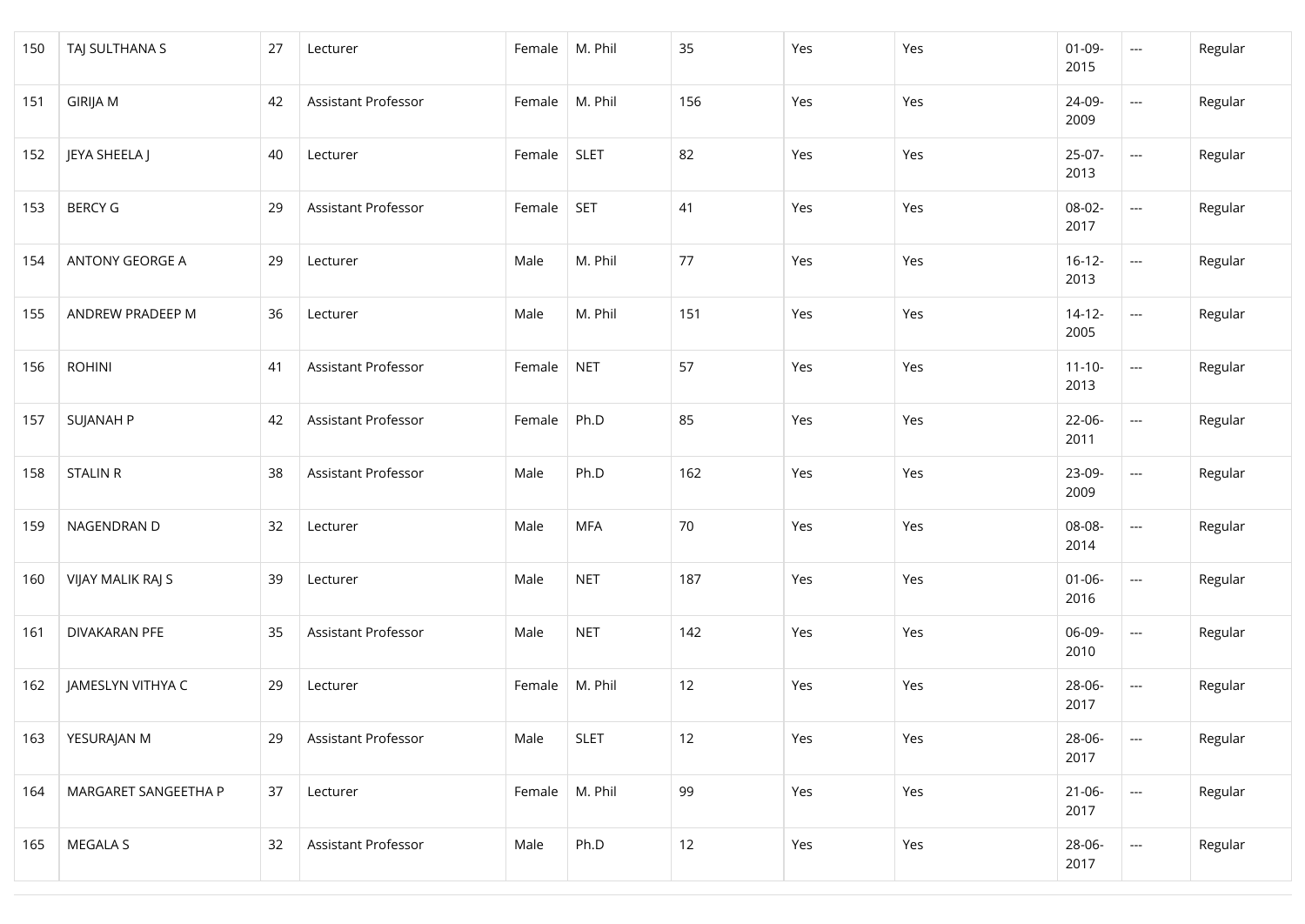| | | | | | | | | | | | |
|---|---|---|---|---|---|---|---|---|---|---|---|
| 150 | TAJ SULTHANA S | 27 | Lecturer | Female | M. Phil | 35 | Yes | Yes | 01-09-2015 | --- | Regular |
| 151 | GIRIJA M | 42 | Assistant Professor | Female | M. Phil | 156 | Yes | Yes | 24-09-2009 | --- | Regular |
| 152 | JEYA SHEELA J | 40 | Lecturer | Female | SLET | 82 | Yes | Yes | 25-07-2013 | --- | Regular |
| 153 | BERCY G | 29 | Assistant Professor | Female | SET | 41 | Yes | Yes | 08-02-2017 | --- | Regular |
| 154 | ANTONY GEORGE A | 29 | Lecturer | Male | M. Phil | 77 | Yes | Yes | 16-12-2013 | --- | Regular |
| 155 | ANDREW PRADEEP M | 36 | Lecturer | Male | M. Phil | 151 | Yes | Yes | 14-12-2005 | --- | Regular |
| 156 | ROHINI | 41 | Assistant Professor | Female | NET | 57 | Yes | Yes | 11-10-2013 | --- | Regular |
| 157 | SUJANAH P | 42 | Assistant Professor | Female | Ph.D | 85 | Yes | Yes | 22-06-2011 | --- | Regular |
| 158 | STALIN R | 38 | Assistant Professor | Male | Ph.D | 162 | Yes | Yes | 23-09-2009 | --- | Regular |
| 159 | NAGENDRAN D | 32 | Lecturer | Male | MFA | 70 | Yes | Yes | 08-08-2014 | --- | Regular |
| 160 | VIJAY MALIK RAJ S | 39 | Lecturer | Male | NET | 187 | Yes | Yes | 01-06-2016 | --- | Regular |
| 161 | DIVAKARAN PFE | 35 | Assistant Professor | Male | NET | 142 | Yes | Yes | 06-09-2010 | --- | Regular |
| 162 | JAMESLYN VITHYA C | 29 | Lecturer | Female | M. Phil | 12 | Yes | Yes | 28-06-2017 | --- | Regular |
| 163 | YESURAJAN M | 29 | Assistant Professor | Male | SLET | 12 | Yes | Yes | 28-06-2017 | --- | Regular |
| 164 | MARGARET SANGEETHA P | 37 | Lecturer | Female | M. Phil | 99 | Yes | Yes | 21-06-2017 | --- | Regular |
| 165 | MEGALA S | 32 | Assistant Professor | Male | Ph.D | 12 | Yes | Yes | 28-06-2017 | --- | Regular |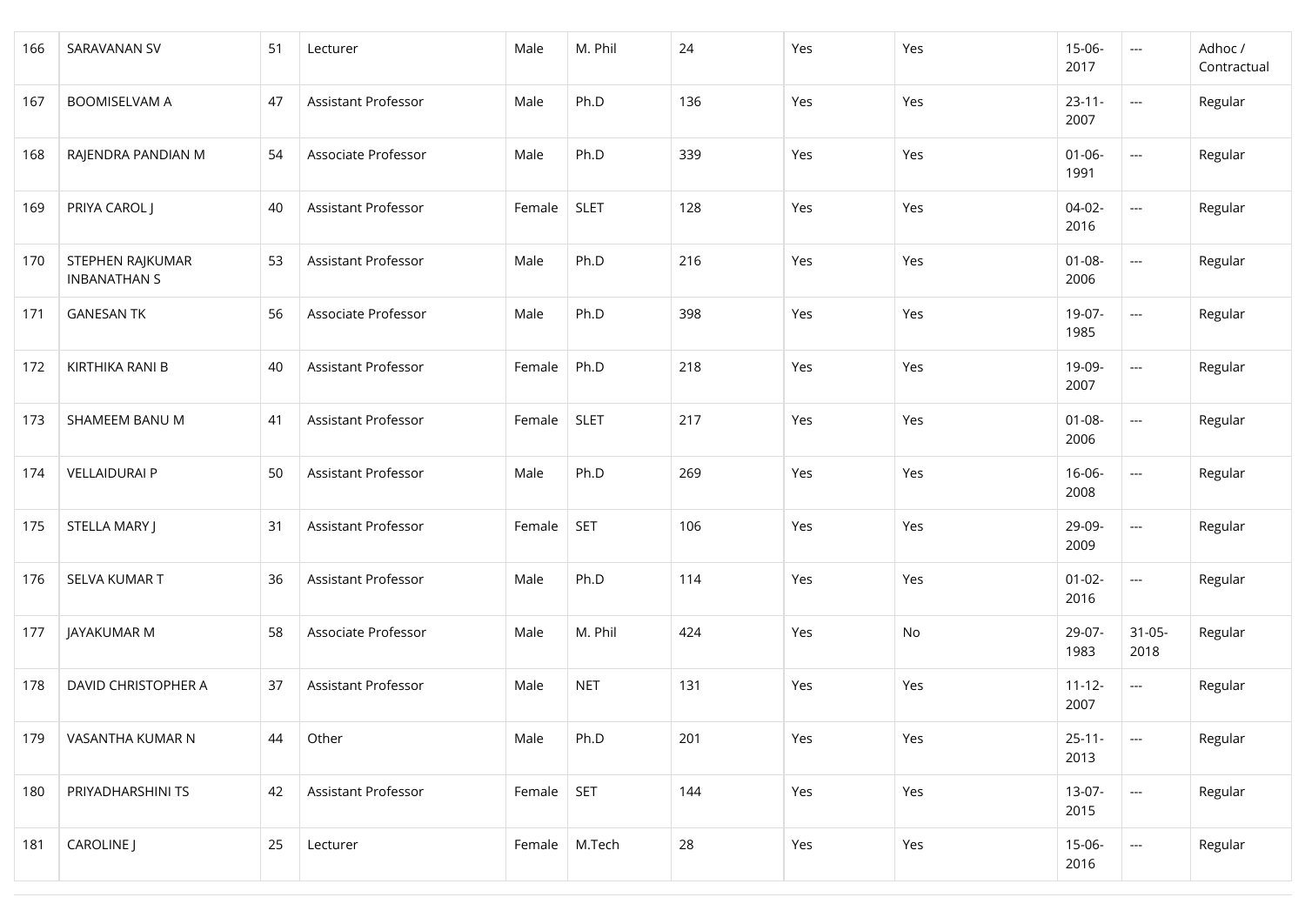| | | | | | | | | | | | |
|---|---|---|---|---|---|---|---|---|---|---|---|
| 166 | SARAVANAN SV | 51 | Lecturer | Male | M. Phil | 24 | Yes | Yes | 15-06-2017 | --- | Adhoc / Contractual |
| 167 | BOOMISELVAM A | 47 | Assistant Professor | Male | Ph.D | 136 | Yes | Yes | 23-11-2007 | --- | Regular |
| 168 | RAJENDRA PANDIAN M | 54 | Associate Professor | Male | Ph.D | 339 | Yes | Yes | 01-06-1991 | --- | Regular |
| 169 | PRIYA CAROL J | 40 | Assistant Professor | Female | SLET | 128 | Yes | Yes | 04-02-2016 | --- | Regular |
| 170 | STEPHEN RAJKUMAR INBANATHAN S | 53 | Assistant Professor | Male | Ph.D | 216 | Yes | Yes | 01-08-2006 | --- | Regular |
| 171 | GANESAN TK | 56 | Associate Professor | Male | Ph.D | 398 | Yes | Yes | 19-07-1985 | --- | Regular |
| 172 | KIRTHIKA RANI B | 40 | Assistant Professor | Female | Ph.D | 218 | Yes | Yes | 19-09-2007 | --- | Regular |
| 173 | SHAMEEM BANU M | 41 | Assistant Professor | Female | SLET | 217 | Yes | Yes | 01-08-2006 | --- | Regular |
| 174 | VELLAIDURAI P | 50 | Assistant Professor | Male | Ph.D | 269 | Yes | Yes | 16-06-2008 | --- | Regular |
| 175 | STELLA MARY J | 31 | Assistant Professor | Female | SET | 106 | Yes | Yes | 29-09-2009 | --- | Regular |
| 176 | SELVA KUMAR T | 36 | Assistant Professor | Male | Ph.D | 114 | Yes | Yes | 01-02-2016 | --- | Regular |
| 177 | JAYAKUMAR M | 58 | Associate Professor | Male | M. Phil | 424 | Yes | No | 29-07-1983 | 31-05-2018 | Regular |
| 178 | DAVID CHRISTOPHER A | 37 | Assistant Professor | Male | NET | 131 | Yes | Yes | 11-12-2007 | --- | Regular |
| 179 | VASANTHA KUMAR N | 44 | Other | Male | Ph.D | 201 | Yes | Yes | 25-11-2013 | --- | Regular |
| 180 | PRIYADHARSHINI TS | 42 | Assistant Professor | Female | SET | 144 | Yes | Yes | 13-07-2015 | --- | Regular |
| 181 | CAROLINE J | 25 | Lecturer | Female | M.Tech | 28 | Yes | Yes | 15-06-2016 | --- | Regular |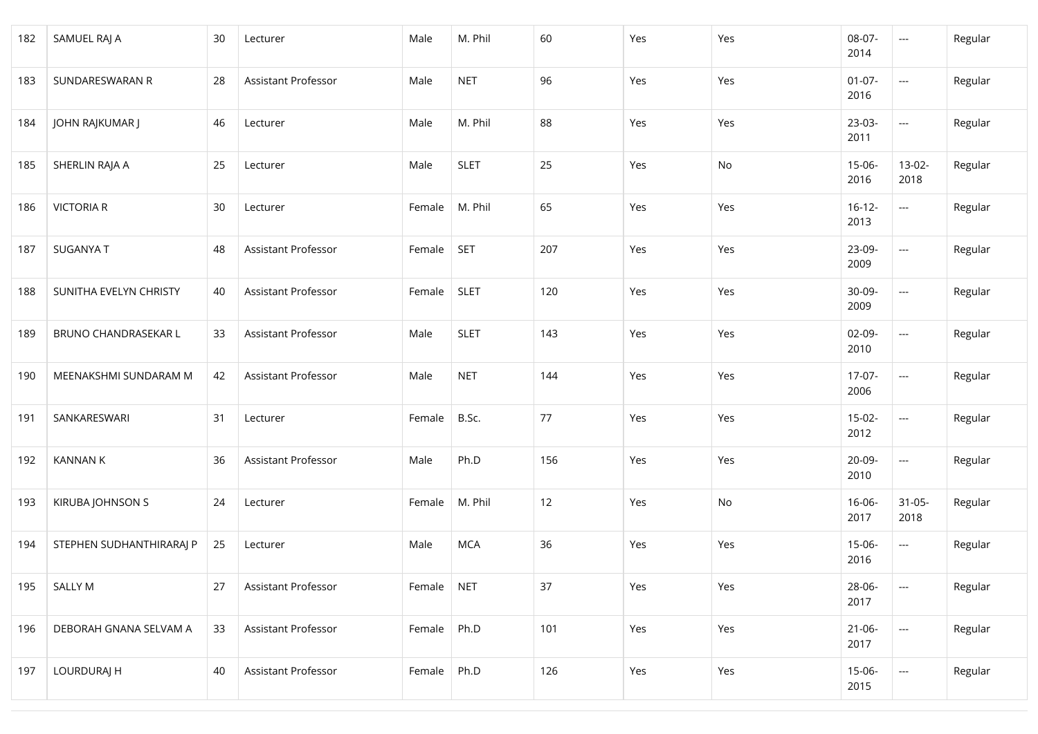| 182 | SAMUEL RAJ A | 30 | Lecturer | Male | M. Phil | 60 | Yes | Yes | 08-07-2014 | --- | Regular |
|---|---|---|---|---|---|---|---|---|---|---|---|
| 183 | SUNDARESWARAN R | 28 | Assistant Professor | Male | NET | 96 | Yes | Yes | 01-07-2016 | --- | Regular |
| 184 | JOHN RAJKUMAR J | 46 | Lecturer | Male | M. Phil | 88 | Yes | Yes | 23-03-2011 | --- | Regular |
| 185 | SHERLIN RAJA A | 25 | Lecturer | Male | SLET | 25 | Yes | No | 15-06-2016 | 13-02-2018 | Regular |
| 186 | VICTORIA R | 30 | Lecturer | Female | M. Phil | 65 | Yes | Yes | 16-12-2013 | --- | Regular |
| 187 | SUGANYA T | 48 | Assistant Professor | Female | SET | 207 | Yes | Yes | 23-09-2009 | --- | Regular |
| 188 | SUNITHA EVELYN CHRISTY | 40 | Assistant Professor | Female | SLET | 120 | Yes | Yes | 30-09-2009 | --- | Regular |
| 189 | BRUNO CHANDRASEKAR L | 33 | Assistant Professor | Male | SLET | 143 | Yes | Yes | 02-09-2010 | --- | Regular |
| 190 | MEENAKSHMI SUNDARAM M | 42 | Assistant Professor | Male | NET | 144 | Yes | Yes | 17-07-2006 | --- | Regular |
| 191 | SANKARESWARI | 31 | Lecturer | Female | B.Sc. | 77 | Yes | Yes | 15-02-2012 | --- | Regular |
| 192 | KANNAN K | 36 | Assistant Professor | Male | Ph.D | 156 | Yes | Yes | 20-09-2010 | --- | Regular |
| 193 | KIRUBA JOHNSON S | 24 | Lecturer | Female | M. Phil | 12 | Yes | No | 16-06-2017 | 31-05-2018 | Regular |
| 194 | STEPHEN SUDHANTHIRARAJ P | 25 | Lecturer | Male | MCA | 36 | Yes | Yes | 15-06-2016 | --- | Regular |
| 195 | SALLY M | 27 | Assistant Professor | Female | NET | 37 | Yes | Yes | 28-06-2017 | --- | Regular |
| 196 | DEBORAH GNANA SELVAM A | 33 | Assistant Professor | Female | Ph.D | 101 | Yes | Yes | 21-06-2017 | --- | Regular |
| 197 | LOURDURAJ H | 40 | Assistant Professor | Female | Ph.D | 126 | Yes | Yes | 15-06-2015 | --- | Regular |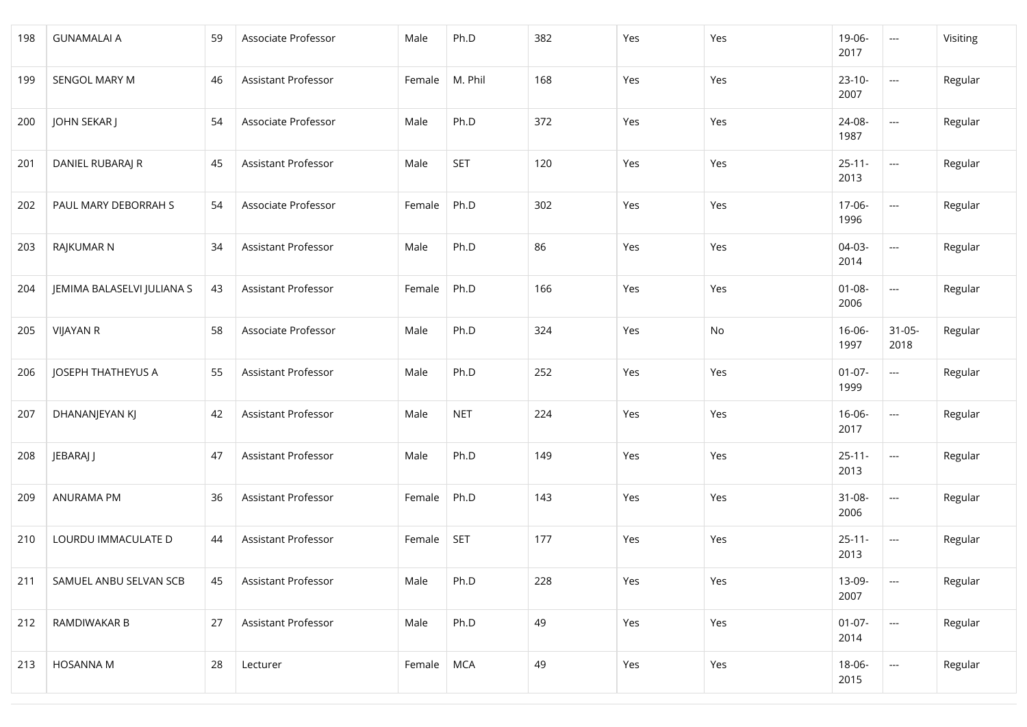| 198 | GUNAMALAI A | 59 | Associate Professor | Male | Ph.D | 382 | Yes | Yes | 19-06-2017 | --- | Visiting |
|---|---|---|---|---|---|---|---|---|---|---|---|
| 199 | SENGOL MARY M | 46 | Assistant Professor | Female | M. Phil | 168 | Yes | Yes | 23-10-2007 | --- | Regular |
| 200 | JOHN SEKAR J | 54 | Associate Professor | Male | Ph.D | 372 | Yes | Yes | 24-08-1987 | --- | Regular |
| 201 | DANIEL RUBARAJ R | 45 | Assistant Professor | Male | SET | 120 | Yes | Yes | 25-11-2013 | --- | Regular |
| 202 | PAUL MARY DEBORRAH S | 54 | Associate Professor | Female | Ph.D | 302 | Yes | Yes | 17-06-1996 | --- | Regular |
| 203 | RAJKUMAR N | 34 | Assistant Professor | Male | Ph.D | 86 | Yes | Yes | 04-03-2014 | --- | Regular |
| 204 | JEMIMA BALASELVI JULIANA S | 43 | Assistant Professor | Female | Ph.D | 166 | Yes | Yes | 01-08-2006 | --- | Regular |
| 205 | VIJAYAN R | 58 | Associate Professor | Male | Ph.D | 324 | Yes | No | 16-06-1997 | 31-05-2018 | Regular |
| 206 | JOSEPH THATHEYUS A | 55 | Assistant Professor | Male | Ph.D | 252 | Yes | Yes | 01-07-1999 | --- | Regular |
| 207 | DHANANJEYAN KJ | 42 | Assistant Professor | Male | NET | 224 | Yes | Yes | 16-06-2017 | --- | Regular |
| 208 | JEBARAJ J | 47 | Assistant Professor | Male | Ph.D | 149 | Yes | Yes | 25-11-2013 | --- | Regular |
| 209 | ANURAMA PM | 36 | Assistant Professor | Female | Ph.D | 143 | Yes | Yes | 31-08-2006 | --- | Regular |
| 210 | LOURDU IMMACULATE D | 44 | Assistant Professor | Female | SET | 177 | Yes | Yes | 25-11-2013 | --- | Regular |
| 211 | SAMUEL ANBU SELVAN SCB | 45 | Assistant Professor | Male | Ph.D | 228 | Yes | Yes | 13-09-2007 | --- | Regular |
| 212 | RAMDIWAKAR B | 27 | Assistant Professor | Male | Ph.D | 49 | Yes | Yes | 01-07-2014 | --- | Regular |
| 213 | HOSANNA M | 28 | Lecturer | Female | MCA | 49 | Yes | Yes | 18-06-2015 | --- | Regular |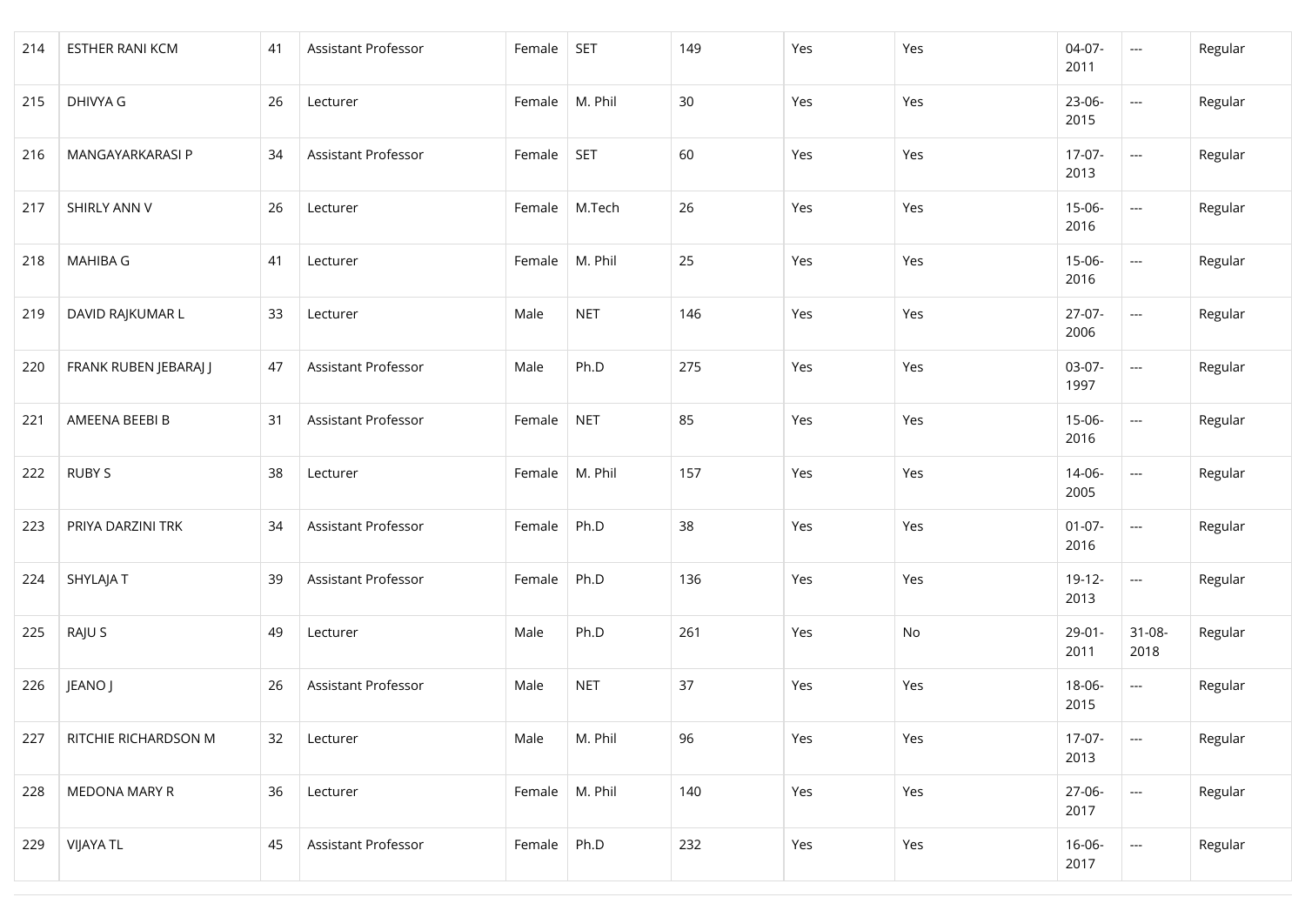| 214 | ESTHER RANI KCM | 41 | Assistant Professor | Female | SET | 149 | Yes | Yes | 04-07-2011 | --- | Regular |
|---|---|---|---|---|---|---|---|---|---|---|---|
| 215 | DHIVYA G | 26 | Lecturer | Female | M. Phil | 30 | Yes | Yes | 23-06-2015 | --- | Regular |
| 216 | MANGAYARKARASI P | 34 | Assistant Professor | Female | SET | 60 | Yes | Yes | 17-07-2013 | --- | Regular |
| 217 | SHIRLY ANN V | 26 | Lecturer | Female | M.Tech | 26 | Yes | Yes | 15-06-2016 | --- | Regular |
| 218 | MAHIBA G | 41 | Lecturer | Female | M. Phil | 25 | Yes | Yes | 15-06-2016 | --- | Regular |
| 219 | DAVID RAJKUMAR L | 33 | Lecturer | Male | NET | 146 | Yes | Yes | 27-07-2006 | --- | Regular |
| 220 | FRANK RUBEN JEBARAJ J | 47 | Assistant Professor | Male | Ph.D | 275 | Yes | Yes | 03-07-1997 | --- | Regular |
| 221 | AMEENA BEEBI B | 31 | Assistant Professor | Female | NET | 85 | Yes | Yes | 15-06-2016 | --- | Regular |
| 222 | RUBY S | 38 | Lecturer | Female | M. Phil | 157 | Yes | Yes | 14-06-2005 | --- | Regular |
| 223 | PRIYA DARZINI TRK | 34 | Assistant Professor | Female | Ph.D | 38 | Yes | Yes | 01-07-2016 | --- | Regular |
| 224 | SHYLAJA T | 39 | Assistant Professor | Female | Ph.D | 136 | Yes | Yes | 19-12-2013 | --- | Regular |
| 225 | RAJU S | 49 | Lecturer | Male | Ph.D | 261 | Yes | No | 29-01-2011 | 31-08-2018 | Regular |
| 226 | JEANO J | 26 | Assistant Professor | Male | NET | 37 | Yes | Yes | 18-06-2015 | --- | Regular |
| 227 | RITCHIE RICHARDSON M | 32 | Lecturer | Male | M. Phil | 96 | Yes | Yes | 17-07-2013 | --- | Regular |
| 228 | MEDONA MARY R | 36 | Lecturer | Female | M. Phil | 140 | Yes | Yes | 27-06-2017 | --- | Regular |
| 229 | VIJAYA TL | 45 | Assistant Professor | Female | Ph.D | 232 | Yes | Yes | 16-06-2017 | --- | Regular |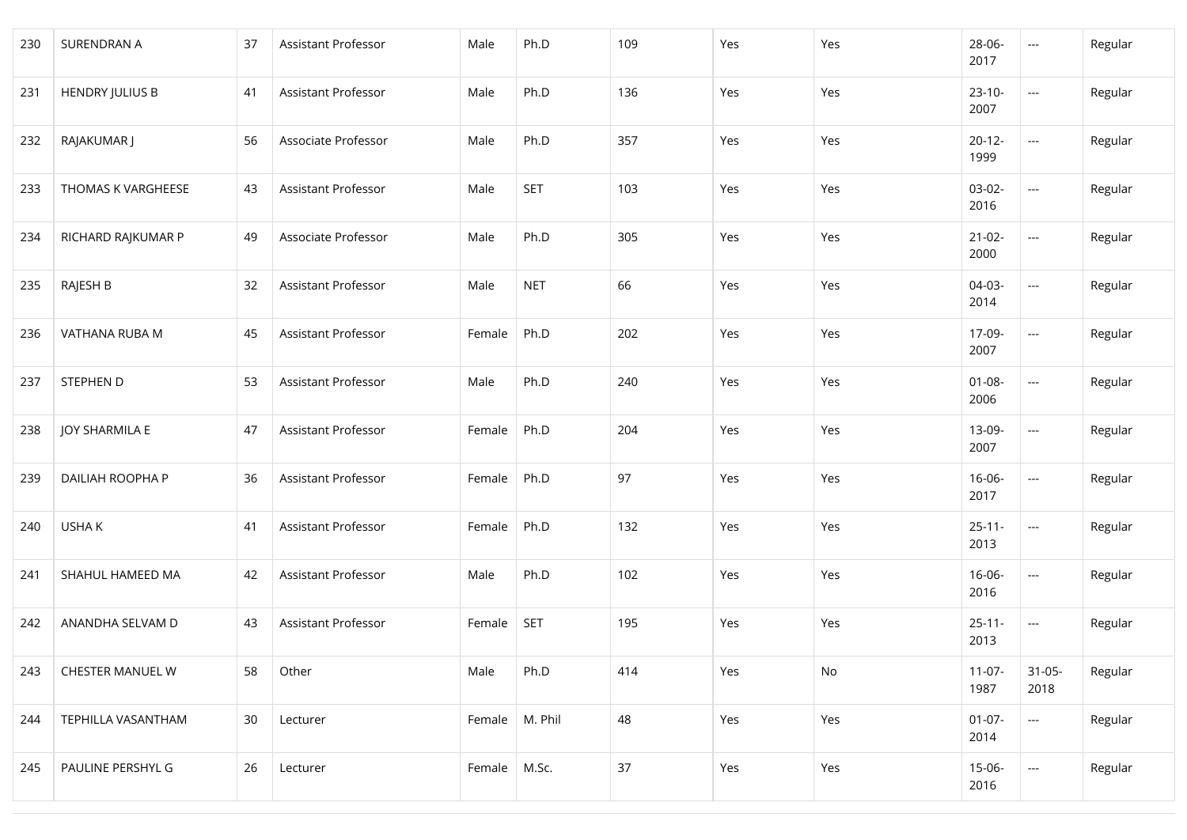| 230 | SURENDRAN A | 37 | Assistant Professor | Male | Ph.D | 109 | Yes | Yes | 28-06-2017 | --- | Regular |
|---|---|---|---|---|---|---|---|---|---|---|---|
| 231 | HENDRY JULIUS B | 41 | Assistant Professor | Male | Ph.D | 136 | Yes | Yes | 23-10-2007 | --- | Regular |
| 232 | RAJAKUMAR J | 56 | Associate Professor | Male | Ph.D | 357 | Yes | Yes | 20-12-1999 | --- | Regular |
| 233 | THOMAS K VARGHEESE | 43 | Assistant Professor | Male | SET | 103 | Yes | Yes | 03-02-2016 | --- | Regular |
| 234 | RICHARD RAJKUMAR P | 49 | Associate Professor | Male | Ph.D | 305 | Yes | Yes | 21-02-2000 | --- | Regular |
| 235 | RAJESH B | 32 | Assistant Professor | Male | NET | 66 | Yes | Yes | 04-03-2014 | --- | Regular |
| 236 | VATHANA RUBA M | 45 | Assistant Professor | Female | Ph.D | 202 | Yes | Yes | 17-09-2007 | --- | Regular |
| 237 | STEPHEN D | 53 | Assistant Professor | Male | Ph.D | 240 | Yes | Yes | 01-08-2006 | --- | Regular |
| 238 | JOY SHARMILA E | 47 | Assistant Professor | Female | Ph.D | 204 | Yes | Yes | 13-09-2007 | --- | Regular |
| 239 | DAILIAH ROOPHA P | 36 | Assistant Professor | Female | Ph.D | 97 | Yes | Yes | 16-06-2017 | --- | Regular |
| 240 | USHA K | 41 | Assistant Professor | Female | Ph.D | 132 | Yes | Yes | 25-11-2013 | --- | Regular |
| 241 | SHAHUL HAMEED MA | 42 | Assistant Professor | Male | Ph.D | 102 | Yes | Yes | 16-06-2016 | --- | Regular |
| 242 | ANANDHA SELVAM D | 43 | Assistant Professor | Female | SET | 195 | Yes | Yes | 25-11-2013 | --- | Regular |
| 243 | CHESTER MANUEL W | 58 | Other | Male | Ph.D | 414 | Yes | No | 11-07-1987 | 31-05-2018 | Regular |
| 244 | TEPHILLA VASANTHAM | 30 | Lecturer | Female | M. Phil | 48 | Yes | Yes | 01-07-2014 | --- | Regular |
| 245 | PAULINE PERSHYL G | 26 | Lecturer | Female | M.Sc. | 37 | Yes | Yes | 15-06-2016 | --- | Regular |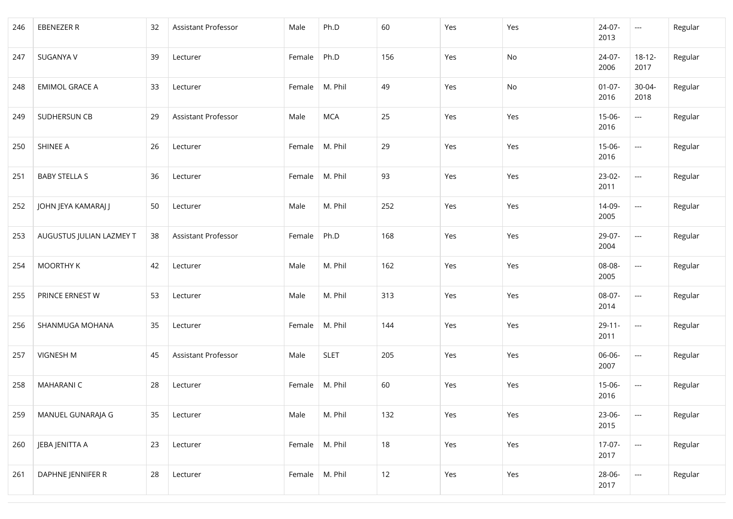| 246 | EBENEZER R | 32 | Assistant Professor | Male | Ph.D | 60 | Yes | Yes | 24-07-2013 | --- | Regular |
|---|---|---|---|---|---|---|---|---|---|---|---|
| 247 | SUGANYA V | 39 | Lecturer | Female | Ph.D | 156 | Yes | No | 24-07-2006 | 18-12-2017 | Regular |
| 248 | EMIMOL GRACE A | 33 | Lecturer | Female | M. Phil | 49 | Yes | No | 01-07-2016 | 30-04-2018 | Regular |
| 249 | SUDHERSUN CB | 29 | Assistant Professor | Male | MCA | 25 | Yes | Yes | 15-06-2016 | --- | Regular |
| 250 | SHINEE A | 26 | Lecturer | Female | M. Phil | 29 | Yes | Yes | 15-06-2016 | --- | Regular |
| 251 | BABY STELLA S | 36 | Lecturer | Female | M. Phil | 93 | Yes | Yes | 23-02-2011 | --- | Regular |
| 252 | JOHN JEYA KAMARAJ J | 50 | Lecturer | Male | M. Phil | 252 | Yes | Yes | 14-09-2005 | --- | Regular |
| 253 | AUGUSTUS JULIAN LAZMEY T | 38 | Assistant Professor | Female | Ph.D | 168 | Yes | Yes | 29-07-2004 | --- | Regular |
| 254 | MOORTHY K | 42 | Lecturer | Male | M. Phil | 162 | Yes | Yes | 08-08-2005 | --- | Regular |
| 255 | PRINCE ERNEST W | 53 | Lecturer | Male | M. Phil | 313 | Yes | Yes | 08-07-2014 | --- | Regular |
| 256 | SHANMUGA MOHANA | 35 | Lecturer | Female | M. Phil | 144 | Yes | Yes | 29-11-2011 | --- | Regular |
| 257 | VIGNESH M | 45 | Assistant Professor | Male | SLET | 205 | Yes | Yes | 06-06-2007 | --- | Regular |
| 258 | MAHARANI C | 28 | Lecturer | Female | M. Phil | 60 | Yes | Yes | 15-06-2016 | --- | Regular |
| 259 | MANUEL GUNARAJA G | 35 | Lecturer | Male | M. Phil | 132 | Yes | Yes | 23-06-2015 | --- | Regular |
| 260 | JEBA JENITTA A | 23 | Lecturer | Female | M. Phil | 18 | Yes | Yes | 17-07-2017 | --- | Regular |
| 261 | DAPHNE JENNIFER R | 28 | Lecturer | Female | M. Phil | 12 | Yes | Yes | 28-06-2017 | --- | Regular |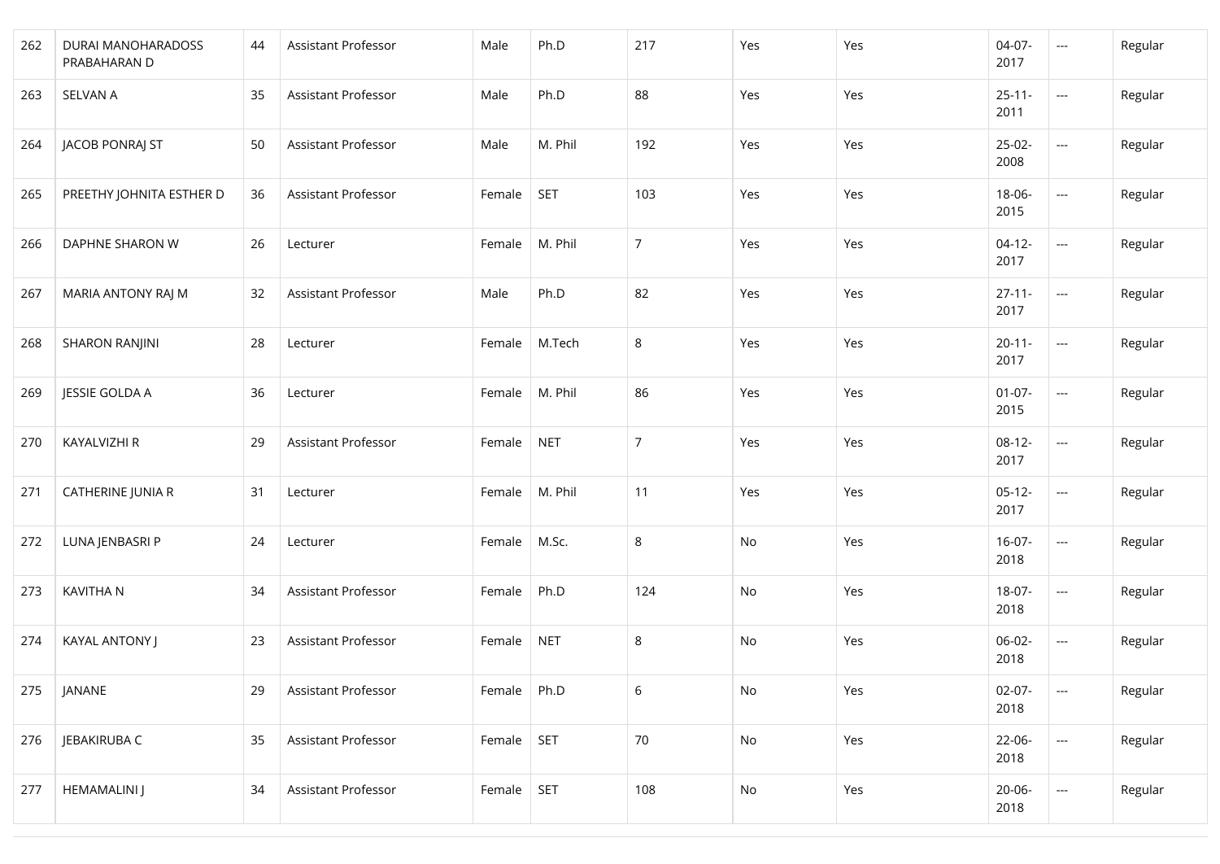| 262 | DURAI MANOHARADOSS PRABAHARAN D | 44 | Assistant Professor | Male | Ph.D | 217 | Yes | Yes | 04-07-2017 | --- | Regular |
|---|---|---|---|---|---|---|---|---|---|---|---|
| 263 | SELVAN A | 35 | Assistant Professor | Male | Ph.D | 88 | Yes | Yes | 25-11-2011 | --- | Regular |
| 264 | JACOB PONRAJ ST | 50 | Assistant Professor | Male | M. Phil | 192 | Yes | Yes | 25-02-2008 | --- | Regular |
| 265 | PREETHY JOHNITA ESTHER D | 36 | Assistant Professor | Female | SET | 103 | Yes | Yes | 18-06-2015 | --- | Regular |
| 266 | DAPHNE SHARON W | 26 | Lecturer | Female | M. Phil | 7 | Yes | Yes | 04-12-2017 | --- | Regular |
| 267 | MARIA ANTONY RAJ M | 32 | Assistant Professor | Male | Ph.D | 82 | Yes | Yes | 27-11-2017 | --- | Regular |
| 268 | SHARON RANJINI | 28 | Lecturer | Female | M.Tech | 8 | Yes | Yes | 20-11-2017 | --- | Regular |
| 269 | JESSIE GOLDA A | 36 | Lecturer | Female | M. Phil | 86 | Yes | Yes | 01-07-2015 | --- | Regular |
| 270 | KAYALVIZHI R | 29 | Assistant Professor | Female | NET | 7 | Yes | Yes | 08-12-2017 | --- | Regular |
| 271 | CATHERINE JUNIA R | 31 | Lecturer | Female | M. Phil | 11 | Yes | Yes | 05-12-2017 | --- | Regular |
| 272 | LUNA JENBASRI P | 24 | Lecturer | Female | M.Sc. | 8 | No | Yes | 16-07-2018 | --- | Regular |
| 273 | KAVITHA N | 34 | Assistant Professor | Female | Ph.D | 124 | No | Yes | 18-07-2018 | --- | Regular |
| 274 | KAYAL ANTONY J | 23 | Assistant Professor | Female | NET | 8 | No | Yes | 06-02-2018 | --- | Regular |
| 275 | JANANE | 29 | Assistant Professor | Female | Ph.D | 6 | No | Yes | 02-07-2018 | --- | Regular |
| 276 | JEBAKIRUBA C | 35 | Assistant Professor | Female | SET | 70 | No | Yes | 22-06-2018 | --- | Regular |
| 277 | HEMAMALINI J | 34 | Assistant Professor | Female | SET | 108 | No | Yes | 20-06-2018 | --- | Regular |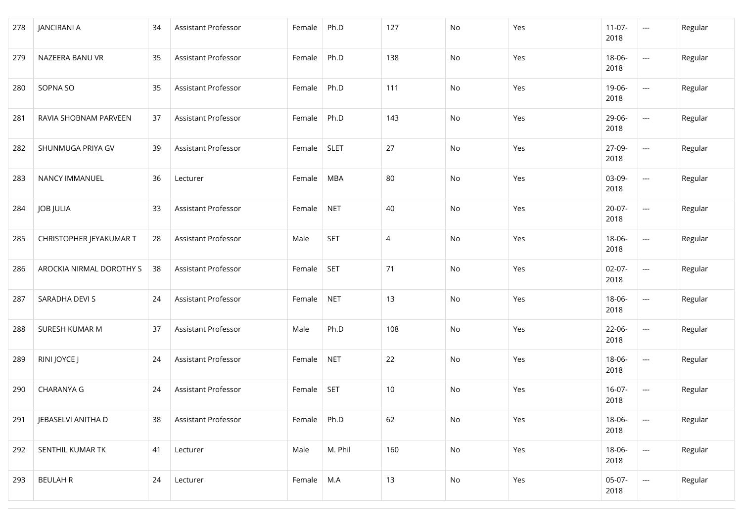| 278 | JANCIRANI A | 34 | Assistant Professor | Female | Ph.D | 127 | No | Yes | 11-07-2018 | --- | Regular |
|---|---|---|---|---|---|---|---|---|---|---|---|
| 279 | NAZEERA BANU VR | 35 | Assistant Professor | Female | Ph.D | 138 | No | Yes | 18-06-2018 | --- | Regular |
| 280 | SOPNA SO | 35 | Assistant Professor | Female | Ph.D | 111 | No | Yes | 19-06-2018 | --- | Regular |
| 281 | RAVIA SHOBNAM PARVEEN | 37 | Assistant Professor | Female | Ph.D | 143 | No | Yes | 29-06-2018 | --- | Regular |
| 282 | SHUNMUGA PRIYA GV | 39 | Assistant Professor | Female | SLET | 27 | No | Yes | 27-09-2018 | --- | Regular |
| 283 | NANCY IMMANUEL | 36 | Lecturer | Female | MBA | 80 | No | Yes | 03-09-2018 | --- | Regular |
| 284 | JOB JULIA | 33 | Assistant Professor | Female | NET | 40 | No | Yes | 20-07-2018 | --- | Regular |
| 285 | CHRISTOPHER JEYAKUMAR T | 28 | Assistant Professor | Male | SET | 4 | No | Yes | 18-06-2018 | --- | Regular |
| 286 | AROCKIA NIRMAL DOROTHY S | 38 | Assistant Professor | Female | SET | 71 | No | Yes | 02-07-2018 | --- | Regular |
| 287 | SARADHA DEVI S | 24 | Assistant Professor | Female | NET | 13 | No | Yes | 18-06-2018 | --- | Regular |
| 288 | SURESH KUMAR M | 37 | Assistant Professor | Male | Ph.D | 108 | No | Yes | 22-06-2018 | --- | Regular |
| 289 | RINI JOYCE J | 24 | Assistant Professor | Female | NET | 22 | No | Yes | 18-06-2018 | --- | Regular |
| 290 | CHARANYA G | 24 | Assistant Professor | Female | SET | 10 | No | Yes | 16-07-2018 | --- | Regular |
| 291 | JEBASELVI ANITHA D | 38 | Assistant Professor | Female | Ph.D | 62 | No | Yes | 18-06-2018 | --- | Regular |
| 292 | SENTHIL KUMAR TK | 41 | Lecturer | Male | M. Phil | 160 | No | Yes | 18-06-2018 | --- | Regular |
| 293 | BEULAH R | 24 | Lecturer | Female | M.A | 13 | No | Yes | 05-07-2018 | --- | Regular |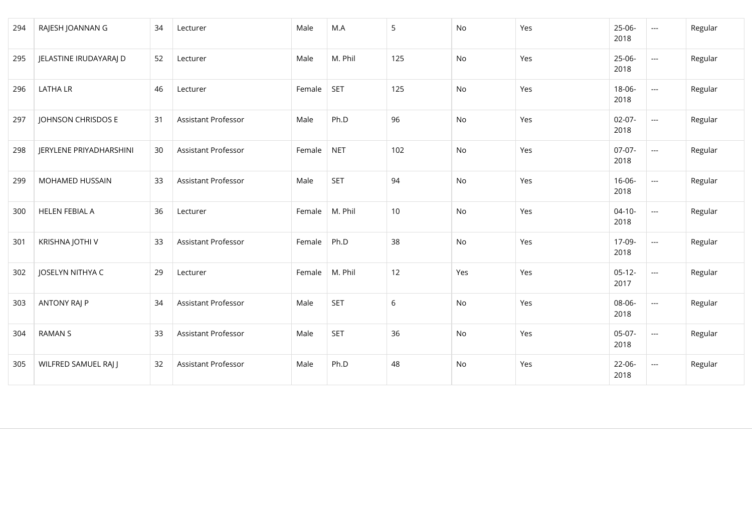| | | | | | | | | | | | |
|---|---|---|---|---|---|---|---|---|---|---|---|
| 294 | RAJESH JOANNAN G | 34 | Lecturer | Male | M.A | 5 | No | Yes | 25-06-2018 | --- | Regular |
| 295 | JELASTINE IRUDAYARAJ D | 52 | Lecturer | Male | M. Phil | 125 | No | Yes | 25-06-2018 | --- | Regular |
| 296 | LATHA LR | 46 | Lecturer | Female | SET | 125 | No | Yes | 18-06-2018 | --- | Regular |
| 297 | JOHNSON CHRISDOS E | 31 | Assistant Professor | Male | Ph.D | 96 | No | Yes | 02-07-2018 | --- | Regular |
| 298 | JERYLENE PRIYADHARSHINI | 30 | Assistant Professor | Female | NET | 102 | No | Yes | 07-07-2018 | --- | Regular |
| 299 | MOHAMED HUSSAIN | 33 | Assistant Professor | Male | SET | 94 | No | Yes | 16-06-2018 | --- | Regular |
| 300 | HELEN FEBIAL A | 36 | Lecturer | Female | M. Phil | 10 | No | Yes | 04-10-2018 | --- | Regular |
| 301 | KRISHNA JOTHI V | 33 | Assistant Professor | Female | Ph.D | 38 | No | Yes | 17-09-2018 | --- | Regular |
| 302 | JOSELYN NITHYA C | 29 | Lecturer | Female | M. Phil | 12 | Yes | Yes | 05-12-2017 | --- | Regular |
| 303 | ANTONY RAJ P | 34 | Assistant Professor | Male | SET | 6 | No | Yes | 08-06-2018 | --- | Regular |
| 304 | RAMAN S | 33 | Assistant Professor | Male | SET | 36 | No | Yes | 05-07-2018 | --- | Regular |
| 305 | WILFRED SAMUEL RAJ J | 32 | Assistant Professor | Male | Ph.D | 48 | No | Yes | 22-06-2018 | --- | Regular |